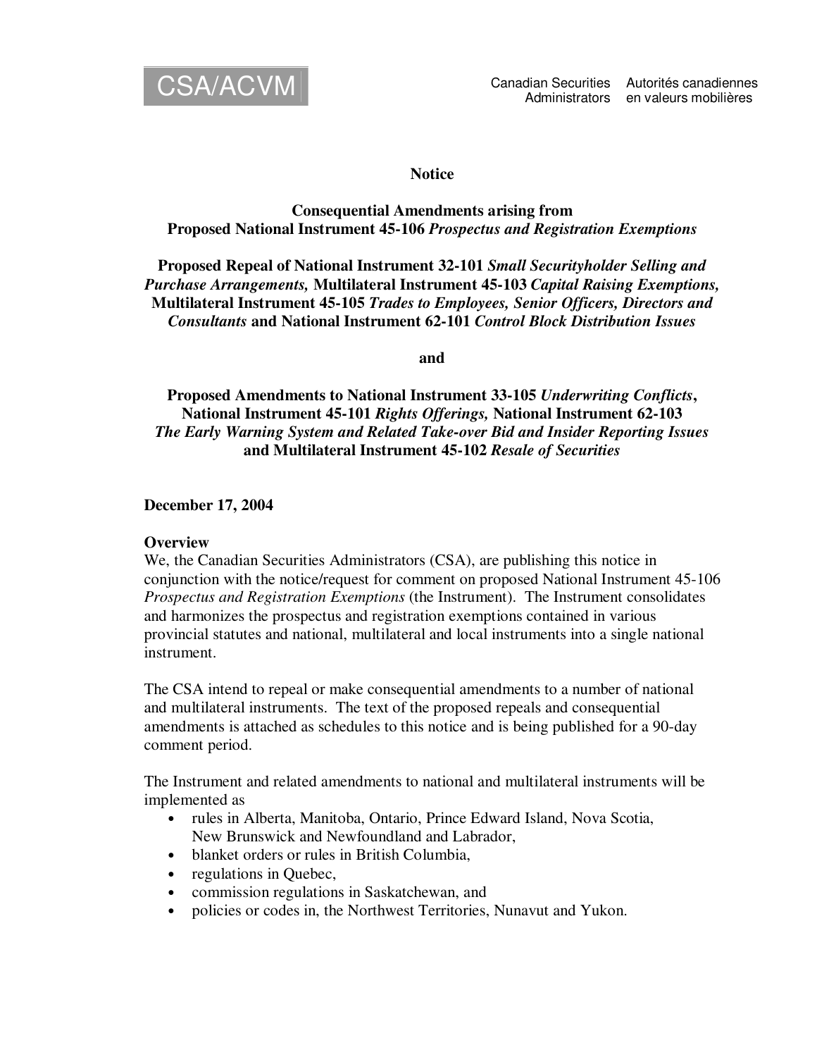CSA/ACVM

Canadian Securities Administrators    Autorités canadiennes en valeurs mobilières

**Notice**

**Consequential Amendments arising from Proposed National Instrument 45-106 *Prospectus and Registration Exemptions***

**Proposed Repeal of National Instrument 32-101 *Small Securityholder Selling and Purchase Arrangements,* Multilateral Instrument 45-103 *Capital Raising Exemptions,* Multilateral Instrument 45-105 *Trades to Employees, Senior Officers, Directors and Consultants* and National Instrument 62-101 *Control Block Distribution Issues***

**and**

**Proposed Amendments to National Instrument 33-105 *Underwriting Conflicts*, National Instrument 45-101 *Rights Offerings,* National Instrument 62-103 *The Early Warning System and Related Take-over Bid and Insider Reporting Issues* and Multilateral Instrument 45-102 *Resale of Securities***

**December 17, 2004**

**Overview**

We, the Canadian Securities Administrators (CSA), are publishing this notice in conjunction with the notice/request for comment on proposed National Instrument 45-106 *Prospectus and Registration Exemptions* (the Instrument). The Instrument consolidates and harmonizes the prospectus and registration exemptions contained in various provincial statutes and national, multilateral and local instruments into a single national instrument.

The CSA intend to repeal or make consequential amendments to a number of national and multilateral instruments. The text of the proposed repeals and consequential amendments is attached as schedules to this notice and is being published for a 90-day comment period.

The Instrument and related amendments to national and multilateral instruments will be implemented as

- rules in Alberta, Manitoba, Ontario, Prince Edward Island, Nova Scotia, New Brunswick and Newfoundland and Labrador,
- blanket orders or rules in British Columbia,
- regulations in Quebec,
- commission regulations in Saskatchewan, and
- policies or codes in, the Northwest Territories, Nunavut and Yukon.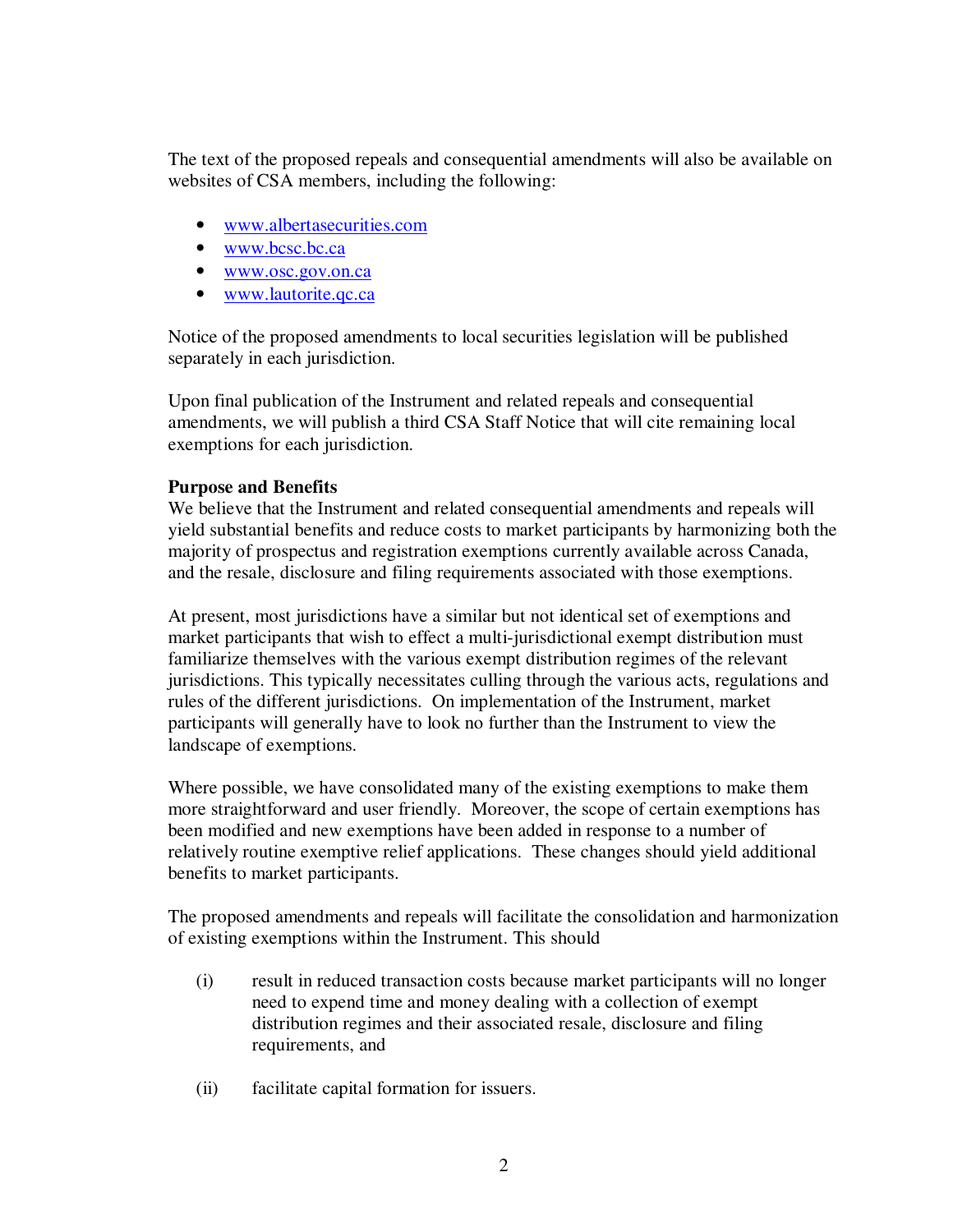The text of the proposed repeals and consequential amendments will also be available on websites of CSA members, including the following:

- www.albertasecurities.com
- www.bcsc.bc.ca
- www.osc.gov.on.ca
- www.lautorite.qc.ca

Notice of the proposed amendments to local securities legislation will be published separately in each jurisdiction.

Upon final publication of the Instrument and related repeals and consequential amendments, we will publish a third CSA Staff Notice that will cite remaining local exemptions for each jurisdiction.

**Purpose and Benefits**

We believe that the Instrument and related consequential amendments and repeals will yield substantial benefits and reduce costs to market participants by harmonizing both the majority of prospectus and registration exemptions currently available across Canada, and the resale, disclosure and filing requirements associated with those exemptions.

At present, most jurisdictions have a similar but not identical set of exemptions and market participants that wish to effect a multi-jurisdictional exempt distribution must familiarize themselves with the various exempt distribution regimes of the relevant jurisdictions. This typically necessitates culling through the various acts, regulations and rules of the different jurisdictions. On implementation of the Instrument, market participants will generally have to look no further than the Instrument to view the landscape of exemptions.

Where possible, we have consolidated many of the existing exemptions to make them more straightforward and user friendly. Moreover, the scope of certain exemptions has been modified and new exemptions have been added in response to a number of relatively routine exemptive relief applications. These changes should yield additional benefits to market participants.

The proposed amendments and repeals will facilitate the consolidation and harmonization of existing exemptions within the Instrument. This should

(i) result in reduced transaction costs because market participants will no longer need to expend time and money dealing with a collection of exempt distribution regimes and their associated resale, disclosure and filing requirements, and

(ii) facilitate capital formation for issuers.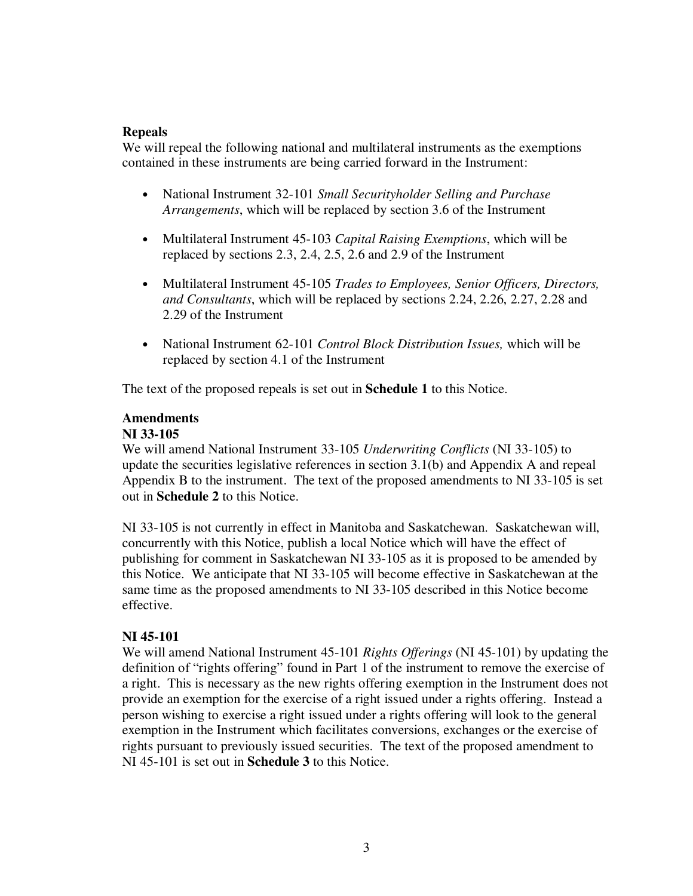**Repeals**

We will repeal the following national and multilateral instruments as the exemptions contained in these instruments are being carried forward in the Instrument:

- National Instrument 32-101 *Small Securityholder Selling and Purchase Arrangements*, which will be replaced by section 3.6 of the Instrument
- Multilateral Instrument 45-103 *Capital Raising Exemptions*, which will be replaced by sections 2.3, 2.4, 2.5, 2.6 and 2.9 of the Instrument
- Multilateral Instrument 45-105 *Trades to Employees, Senior Officers, Directors, and Consultants*, which will be replaced by sections 2.24, 2.26, 2.27, 2.28 and 2.29 of the Instrument
- National Instrument 62-101 *Control Block Distribution Issues,* which will be replaced by section 4.1 of the Instrument

The text of the proposed repeals is set out in **Schedule 1** to this Notice.

**Amendments**

**NI 33-105**

We will amend National Instrument 33-105 *Underwriting Conflicts* (NI 33-105) to update the securities legislative references in section 3.1(b) and Appendix A and repeal Appendix B to the instrument. The text of the proposed amendments to NI 33-105 is set out in **Schedule 2** to this Notice.

NI 33-105 is not currently in effect in Manitoba and Saskatchewan. Saskatchewan will, concurrently with this Notice, publish a local Notice which will have the effect of publishing for comment in Saskatchewan NI 33-105 as it is proposed to be amended by this Notice. We anticipate that NI 33-105 will become effective in Saskatchewan at the same time as the proposed amendments to NI 33-105 described in this Notice become effective.

**NI 45-101**

We will amend National Instrument 45-101 *Rights Offerings* (NI 45-101) by updating the definition of "rights offering" found in Part 1 of the instrument to remove the exercise of a right. This is necessary as the new rights offering exemption in the Instrument does not provide an exemption for the exercise of a right issued under a rights offering. Instead a person wishing to exercise a right issued under a rights offering will look to the general exemption in the Instrument which facilitates conversions, exchanges or the exercise of rights pursuant to previously issued securities. The text of the proposed amendment to NI 45-101 is set out in **Schedule 3** to this Notice.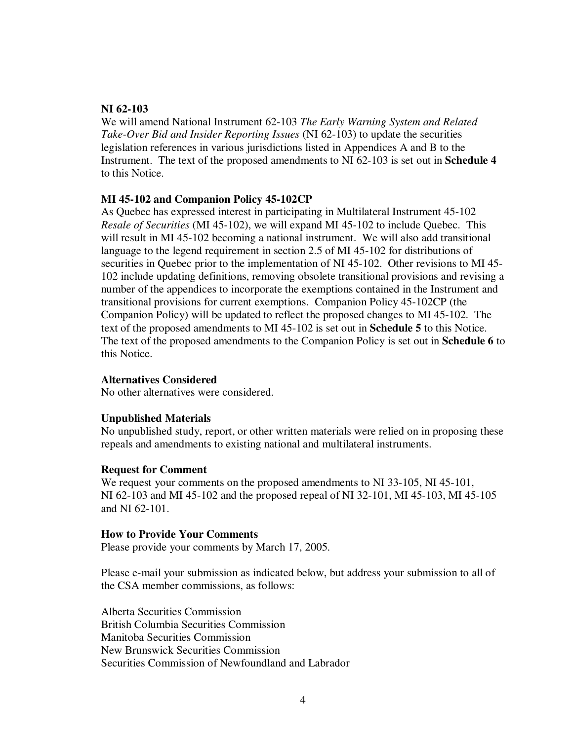### NI 62-103

We will amend National Instrument 62-103 *The Early Warning System and Related Take-Over Bid and Insider Reporting Issues* (NI 62-103) to update the securities legislation references in various jurisdictions listed in Appendices A and B to the Instrument. The text of the proposed amendments to NI 62-103 is set out in **Schedule 4** to this Notice.

### MI 45-102 and Companion Policy 45-102CP

As Quebec has expressed interest in participating in Multilateral Instrument 45-102 *Resale of Securities* (MI 45-102), we will expand MI 45-102 to include Quebec. This will result in MI 45-102 becoming a national instrument. We will also add transitional language to the legend requirement in section 2.5 of MI 45-102 for distributions of securities in Quebec prior to the implementation of NI 45-102. Other revisions to MI 45-102 include updating definitions, removing obsolete transitional provisions and revising a number of the appendices to incorporate the exemptions contained in the Instrument and transitional provisions for current exemptions. Companion Policy 45-102CP (the Companion Policy) will be updated to reflect the proposed changes to MI 45-102. The text of the proposed amendments to MI 45-102 is set out in **Schedule 5** to this Notice. The text of the proposed amendments to the Companion Policy is set out in **Schedule 6** to this Notice.

### Alternatives Considered

No other alternatives were considered.

### Unpublished Materials

No unpublished study, report, or other written materials were relied on in proposing these repeals and amendments to existing national and multilateral instruments.

### Request for Comment

We request your comments on the proposed amendments to NI 33-105, NI 45-101, NI 62-103 and MI 45-102 and the proposed repeal of NI 32-101, MI 45-103, MI 45-105 and NI 62-101.

### How to Provide Your Comments

Please provide your comments by March 17, 2005.

Please e-mail your submission as indicated below, but address your submission to all of the CSA member commissions, as follows:

Alberta Securities Commission
British Columbia Securities Commission
Manitoba Securities Commission
New Brunswick Securities Commission
Securities Commission of Newfoundland and Labrador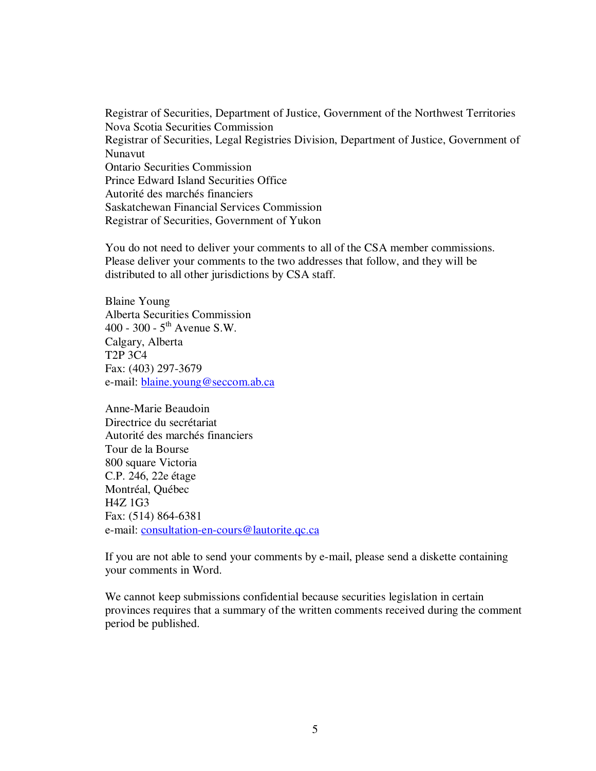Registrar of Securities, Department of Justice, Government of the Northwest Territories
Nova Scotia Securities Commission
Registrar of Securities, Legal Registries Division, Department of Justice, Government of Nunavut
Ontario Securities Commission
Prince Edward Island Securities Office
Autorité des marchés financiers
Saskatchewan Financial Services Commission
Registrar of Securities, Government of Yukon

You do not need to deliver your comments to all of the CSA member commissions. Please deliver your comments to the two addresses that follow, and they will be distributed to all other jurisdictions by CSA staff.

Blaine Young
Alberta Securities Commission
400 - 300 - 5th Avenue S.W.
Calgary, Alberta
T2P 3C4
Fax: (403) 297-3679
e-mail: blaine.young@seccom.ab.ca

Anne-Marie Beaudoin
Directrice du secrétariat
Autorité des marchés financiers
Tour de la Bourse
800 square Victoria
C.P. 246, 22e étage
Montréal, Québec
H4Z 1G3
Fax: (514) 864-6381
e-mail: consultation-en-cours@lautorite.qc.ca

If you are not able to send your comments by e-mail, please send a diskette containing your comments in Word.

We cannot keep submissions confidential because securities legislation in certain provinces requires that a summary of the written comments received during the comment period be published.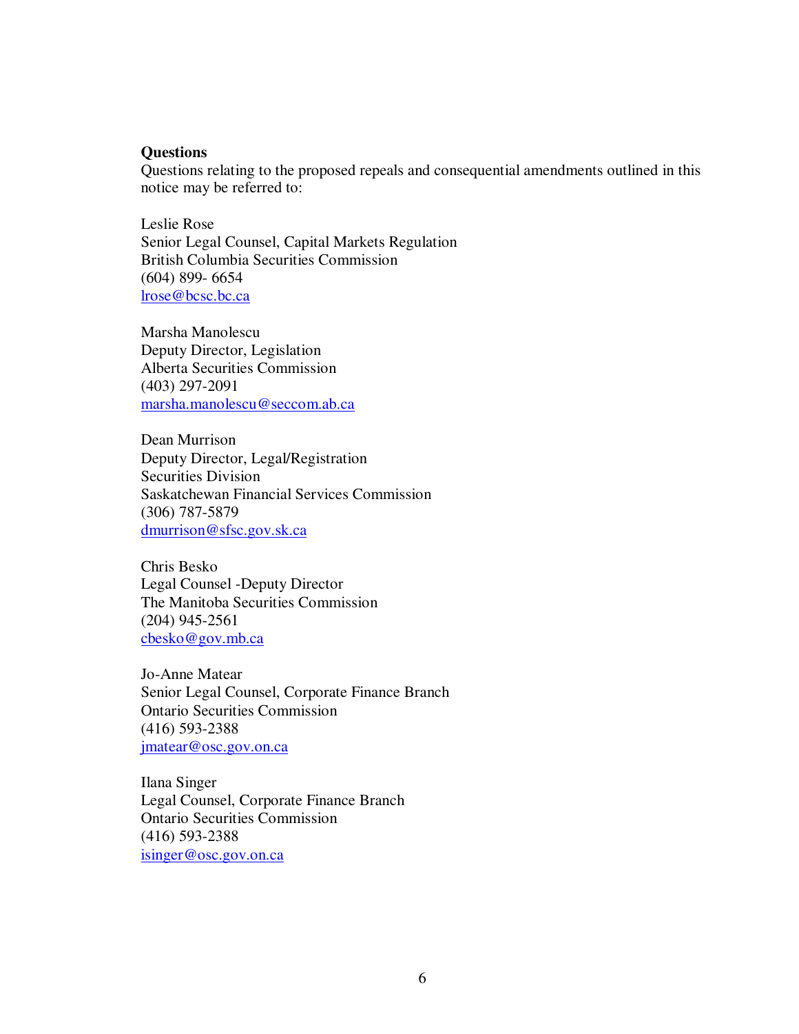**Questions**

Questions relating to the proposed repeals and consequential amendments outlined in this notice may be referred to:

Leslie Rose
Senior Legal Counsel, Capital Markets Regulation
British Columbia Securities Commission
(604) 899- 6654
lrose@bcsc.bc.ca

Marsha Manolescu
Deputy Director, Legislation
Alberta Securities Commission
(403) 297-2091
marsha.manolescu@seccom.ab.ca

Dean Murrison
Deputy Director, Legal/Registration
Securities Division
Saskatchewan Financial Services Commission
(306) 787-5879
dmurrison@sfsc.gov.sk.ca

Chris Besko
Legal Counsel -Deputy Director
The Manitoba Securities Commission
(204) 945-2561
cbesko@gov.mb.ca

Jo-Anne Matear
Senior Legal Counsel, Corporate Finance Branch
Ontario Securities Commission
(416) 593-2388
jmatear@osc.gov.on.ca

Ilana Singer
Legal Counsel, Corporate Finance Branch
Ontario Securities Commission
(416) 593-2388
isinger@osc.gov.on.ca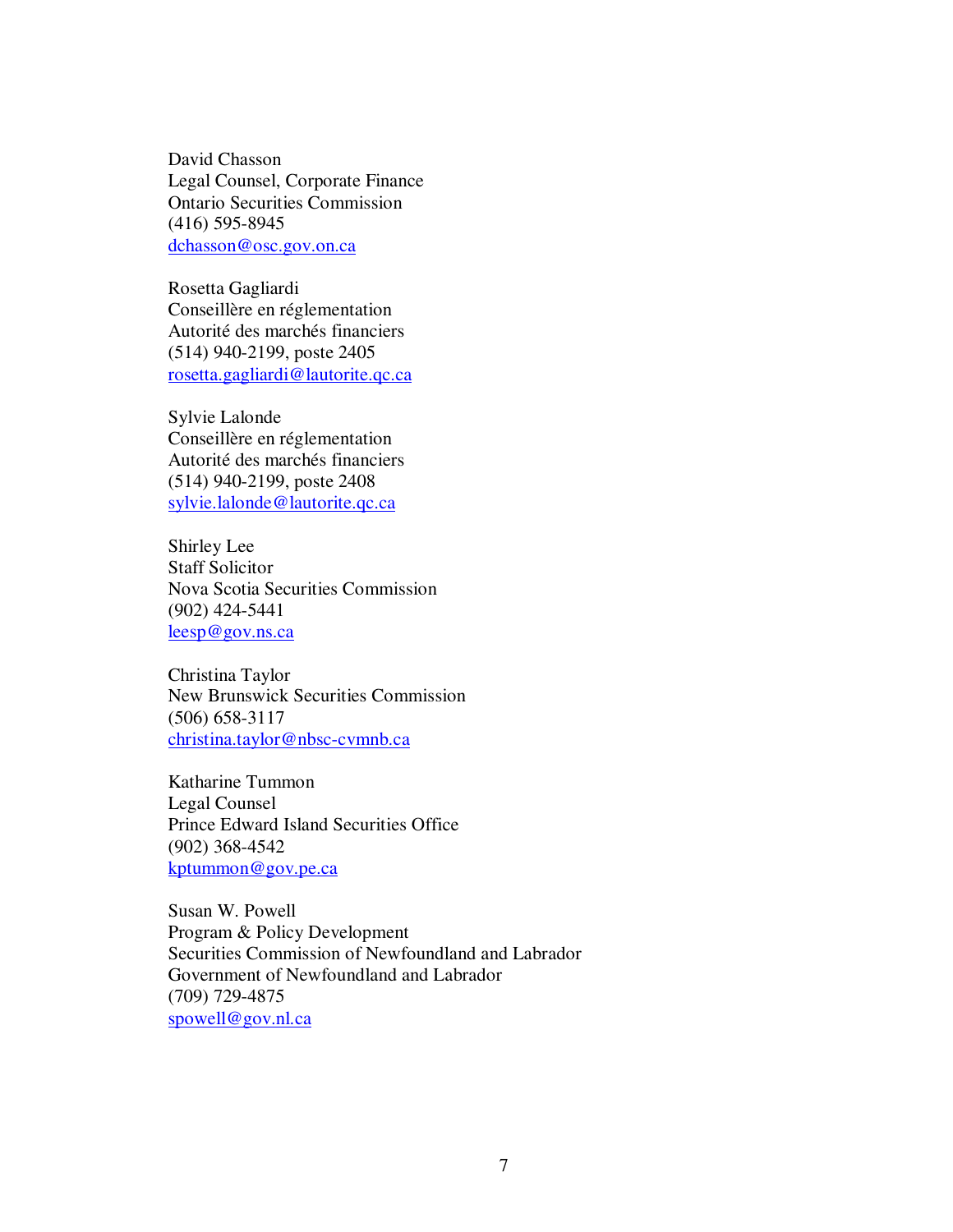David Chasson
Legal Counsel, Corporate Finance
Ontario Securities Commission
(416) 595-8945
dchasson@osc.gov.on.ca

Rosetta Gagliardi
Conseillère en réglementation
Autorité des marchés financiers
(514) 940-2199, poste 2405
rosetta.gagliardi@lautorite.qc.ca

Sylvie Lalonde
Conseillère en réglementation
Autorité des marchés financiers
(514) 940-2199, poste 2408
sylvie.lalonde@lautorite.qc.ca

Shirley Lee
Staff Solicitor
Nova Scotia Securities Commission
(902) 424-5441
leesp@gov.ns.ca

Christina Taylor
New Brunswick Securities Commission
(506) 658-3117
christina.taylor@nbsc-cvmnb.ca

Katharine Tummon
Legal Counsel
Prince Edward Island Securities Office
(902) 368-4542
kptummon@gov.pe.ca

Susan W. Powell
Program & Policy Development
Securities Commission of Newfoundland and Labrador
Government of Newfoundland and Labrador
(709) 729-4875
spowell@gov.nl.ca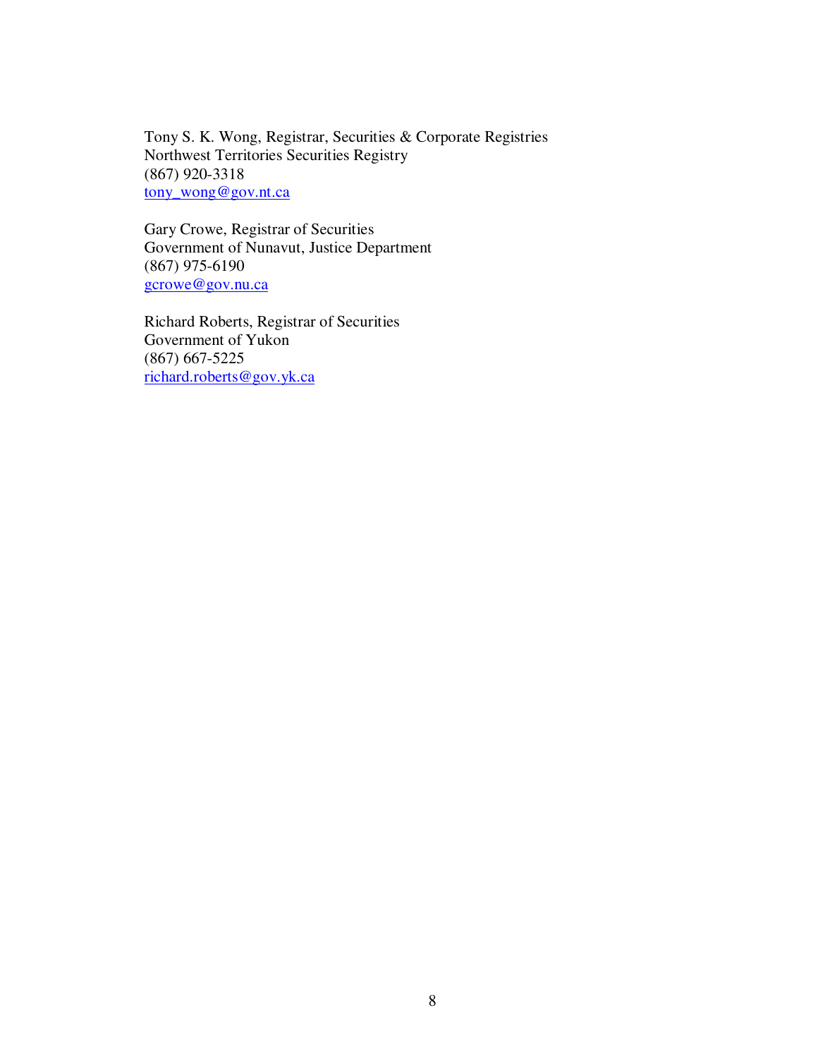Tony S. K. Wong, Registrar, Securities & Corporate Registries
Northwest Territories Securities Registry
(867) 920-3318
tony_wong@gov.nt.ca

Gary Crowe, Registrar of Securities
Government of Nunavut, Justice Department
(867) 975-6190
gcrowe@gov.nu.ca

Richard Roberts, Registrar of Securities
Government of Yukon
(867) 667-5225
richard.roberts@gov.yk.ca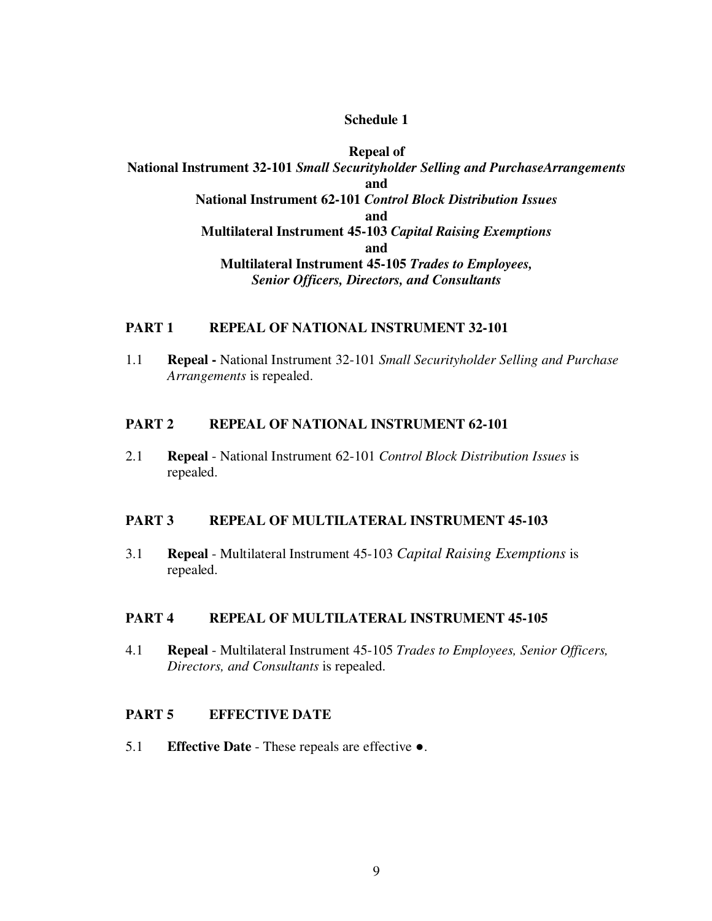# Schedule 1

## Repeal of
## National Instrument 32-101 *Small Securityholder Selling and PurchaseArrangements*
## and
## National Instrument 62-101 *Control Block Distribution Issues*
## and
## Multilateral Instrument 45-103 *Capital Raising Exemptions*
## and
## Multilateral Instrument 45-105 *Trades to Employees, Senior Officers, Directors, and Consultants*

### PART 1 REPEAL OF NATIONAL INSTRUMENT 32-101

1.1 **Repeal -** National Instrument 32-101 *Small Securityholder Selling and Purchase Arrangements* is repealed.

### PART 2 REPEAL OF NATIONAL INSTRUMENT 62-101

2.1 **Repeal** - National Instrument 62-101 *Control Block Distribution Issues* is repealed.

### PART 3 REPEAL OF MULTILATERAL INSTRUMENT 45-103

3.1 **Repeal** - Multilateral Instrument 45-103 *Capital Raising Exemptions* is repealed.

### PART 4 REPEAL OF MULTILATERAL INSTRUMENT 45-105

4.1 **Repeal** - Multilateral Instrument 45-105 *Trades to Employees, Senior Officers, Directors, and Consultants* is repealed.

### PART 5 EFFECTIVE DATE

5.1 **Effective Date** - These repeals are effective ●.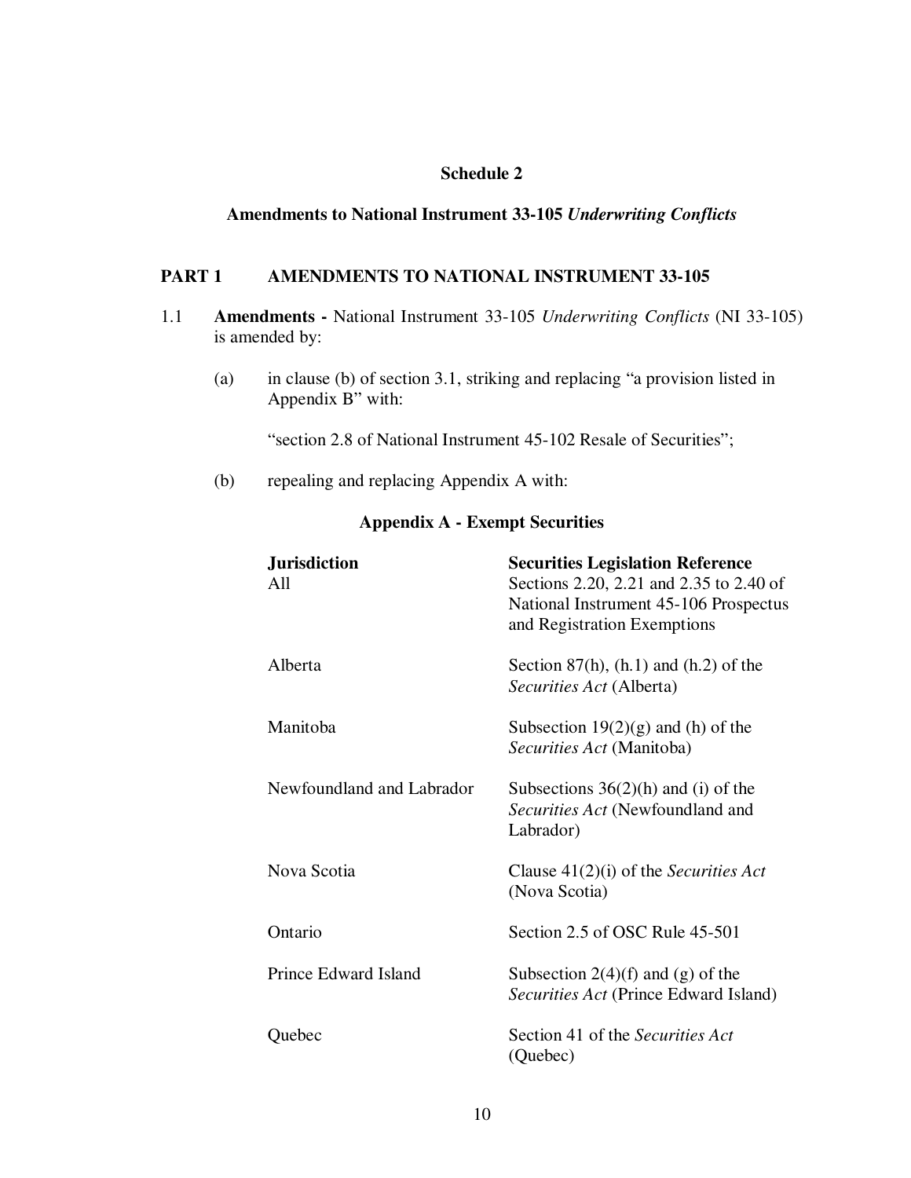### Schedule 2

### Amendments to National Instrument 33-105 *Underwriting Conflicts*

## PART 1 AMENDMENTS TO NATIONAL INSTRUMENT 33-105

1.1 **Amendments -** National Instrument 33-105 *Underwriting Conflicts* (NI 33-105) is amended by:

(a) in clause (b) of section 3.1, striking and replacing "a provision listed in Appendix B" with:

"section 2.8 of National Instrument 45-102 Resale of Securities";

(b) repealing and replacing Appendix A with:

**Appendix A - Exempt Securities**

| **Jurisdiction** | **Securities Legislation Reference** |
|---|---|
| All | Sections 2.20, 2.21 and 2.35 to 2.40 of National Instrument 45-106 Prospectus and Registration Exemptions |
| Alberta | Section 87(h), (h.1) and (h.2) of the *Securities Act* (Alberta) |
| Manitoba | Subsection 19(2)(g) and (h) of the *Securities Act* (Manitoba) |
| Newfoundland and Labrador | Subsections 36(2)(h) and (i) of the *Securities Act* (Newfoundland and Labrador) |
| Nova Scotia | Clause 41(2)(i) of the *Securities Act* (Nova Scotia) |
| Ontario | Section 2.5 of OSC Rule 45-501 |
| Prince Edward Island | Subsection 2(4)(f) and (g) of the *Securities Act* (Prince Edward Island) |
| Quebec | Section 41 of the *Securities Act* (Quebec) |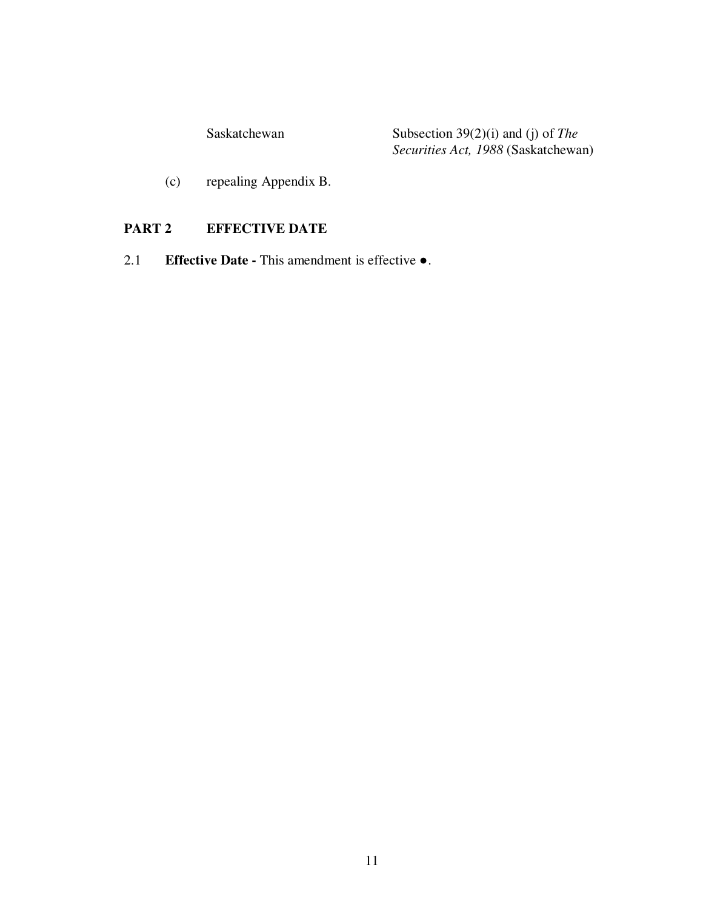| | |
|---|---|
| Saskatchewan | Subsection 39(2)(i) and (j) of *The Securities Act, 1988* (Saskatchewan) |

(c) repealing Appendix B.

## PART 2 EFFECTIVE DATE

2.1 **Effective Date -** This amendment is effective ●.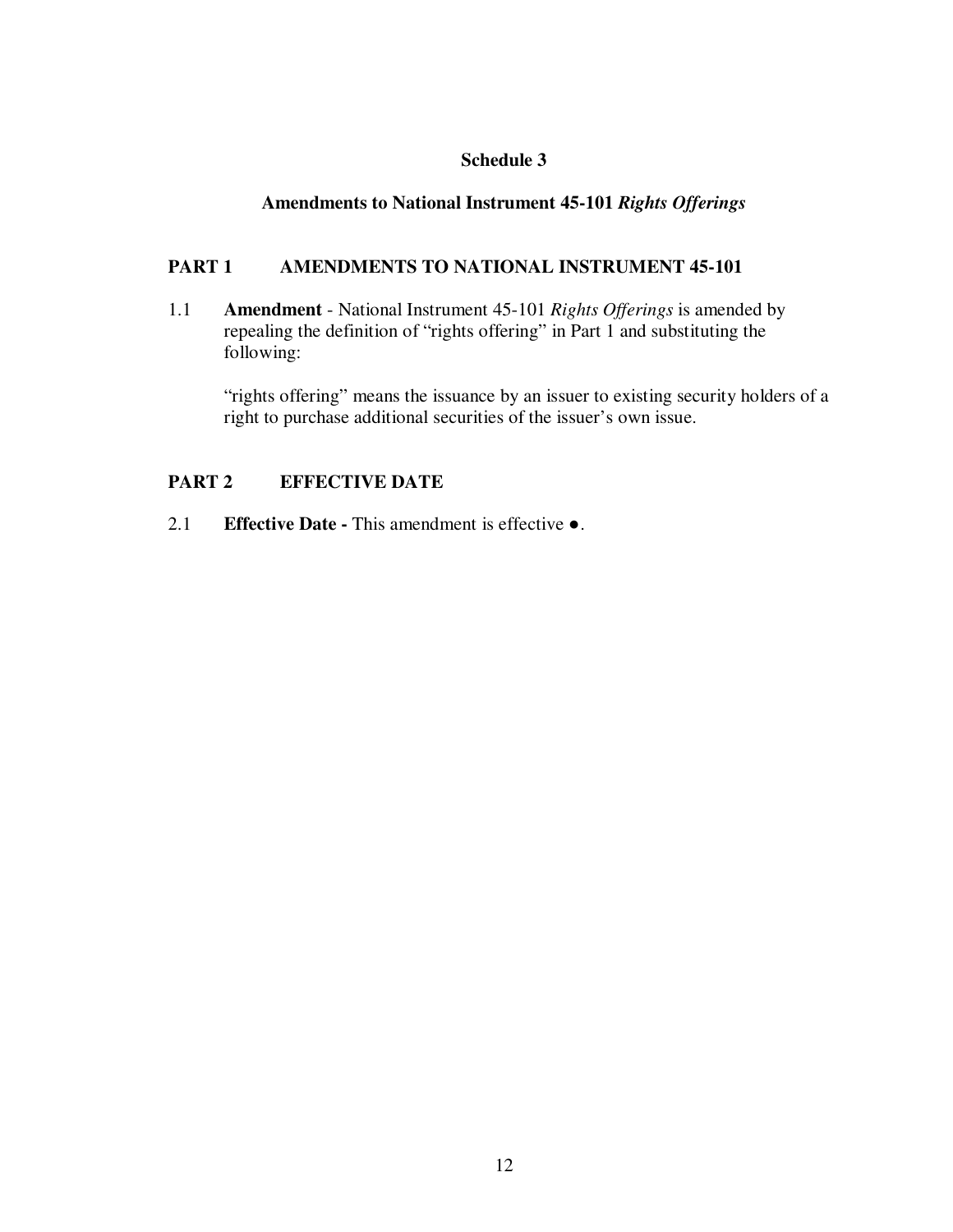## Schedule 3

## Amendments to National Instrument 45-101 *Rights Offerings*

### PART 1 AMENDMENTS TO NATIONAL INSTRUMENT 45-101

1.1 **Amendment** - National Instrument 45-101 *Rights Offerings* is amended by repealing the definition of "rights offering" in Part 1 and substituting the following:

> "rights offering" means the issuance by an issuer to existing security holders of a right to purchase additional securities of the issuer's own issue.

### PART 2 EFFECTIVE DATE

2.1 **Effective Date -** This amendment is effective ●.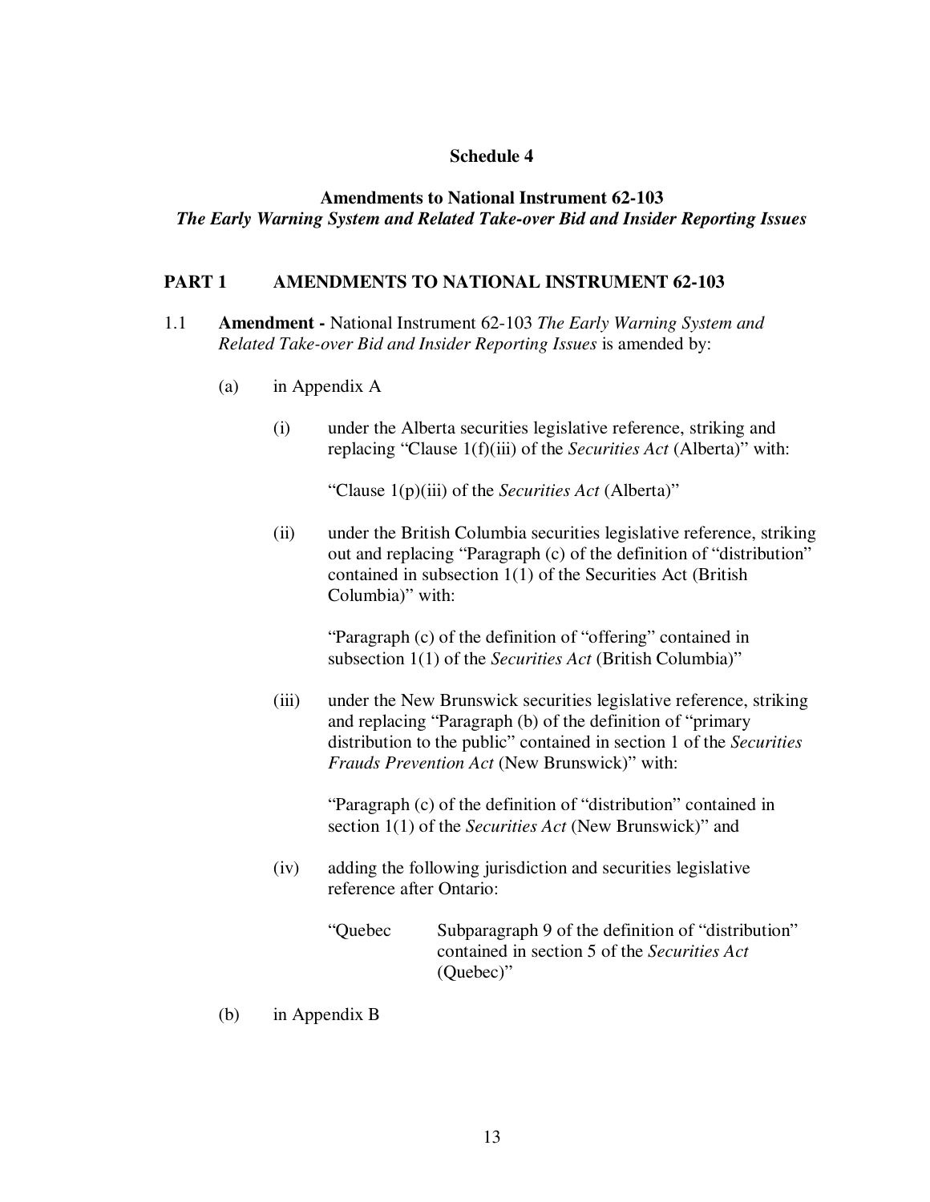**Schedule 4**

**Amendments to National Instrument 62-103**
***The Early Warning System and Related Take-over Bid and Insider Reporting Issues***

## PART 1 AMENDMENTS TO NATIONAL INSTRUMENT 62-103

1.1 **Amendment -** National Instrument 62-103 *The Early Warning System and Related Take-over Bid and Insider Reporting Issues* is amended by:

(a) in Appendix A

(i) under the Alberta securities legislative reference, striking and replacing "Clause 1(f)(iii) of the *Securities Act* (Alberta)" with:

"Clause 1(p)(iii) of the *Securities Act* (Alberta)"

(ii) under the British Columbia securities legislative reference, striking out and replacing "Paragraph (c) of the definition of "distribution" contained in subsection 1(1) of the Securities Act (British Columbia)" with:

"Paragraph (c) of the definition of "offering" contained in subsection 1(1) of the *Securities Act* (British Columbia)"

(iii) under the New Brunswick securities legislative reference, striking and replacing "Paragraph (b) of the definition of "primary distribution to the public" contained in section 1 of the *Securities Frauds Prevention Act* (New Brunswick)" with:

"Paragraph (c) of the definition of "distribution" contained in section 1(1) of the *Securities Act* (New Brunswick)" and

(iv) adding the following jurisdiction and securities legislative reference after Ontario:

"Quebec Subparagraph 9 of the definition of "distribution" contained in section 5 of the *Securities Act* (Quebec)"

(b) in Appendix B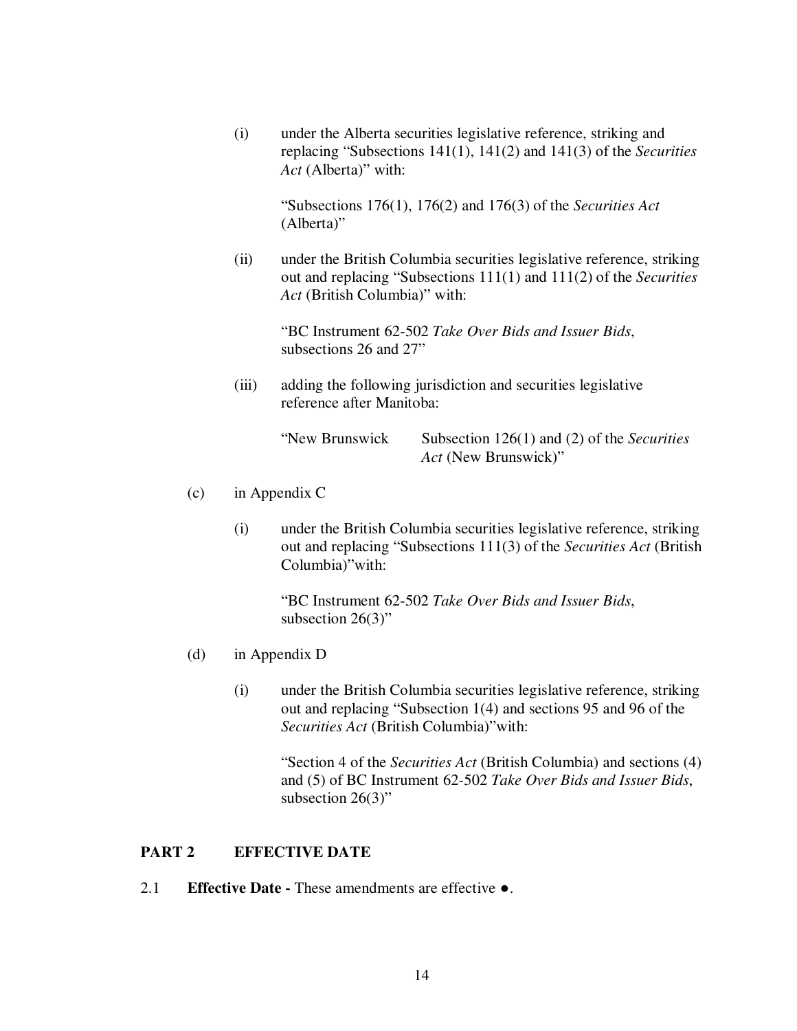(i) under the Alberta securities legislative reference, striking and replacing "Subsections 141(1), 141(2) and 141(3) of the *Securities Act* (Alberta)" with:

> "Subsections 176(1), 176(2) and 176(3) of the *Securities Act* (Alberta)"

(ii) under the British Columbia securities legislative reference, striking out and replacing "Subsections 111(1) and 111(2) of the *Securities Act* (British Columbia)" with:

> "BC Instrument 62-502 *Take Over Bids and Issuer Bids*, subsections 26 and 27"

(iii) adding the following jurisdiction and securities legislative reference after Manitoba:

> "New Brunswick    Subsection 126(1) and (2) of the *Securities Act* (New Brunswick)"

(c) in Appendix C

(i) under the British Columbia securities legislative reference, striking out and replacing "Subsections 111(3) of the *Securities Act* (British Columbia)"with:

> "BC Instrument 62-502 *Take Over Bids and Issuer Bids*, subsection 26(3)"

(d) in Appendix D

(i) under the British Columbia securities legislative reference, striking out and replacing "Subsection 1(4) and sections 95 and 96 of the *Securities Act* (British Columbia)"with:

> "Section 4 of the *Securities Act* (British Columbia) and sections (4) and (5) of BC Instrument 62-502 *Take Over Bids and Issuer Bids*, subsection 26(3)"

## PART 2 EFFECTIVE DATE

2.1 **Effective Date -** These amendments are effective ●.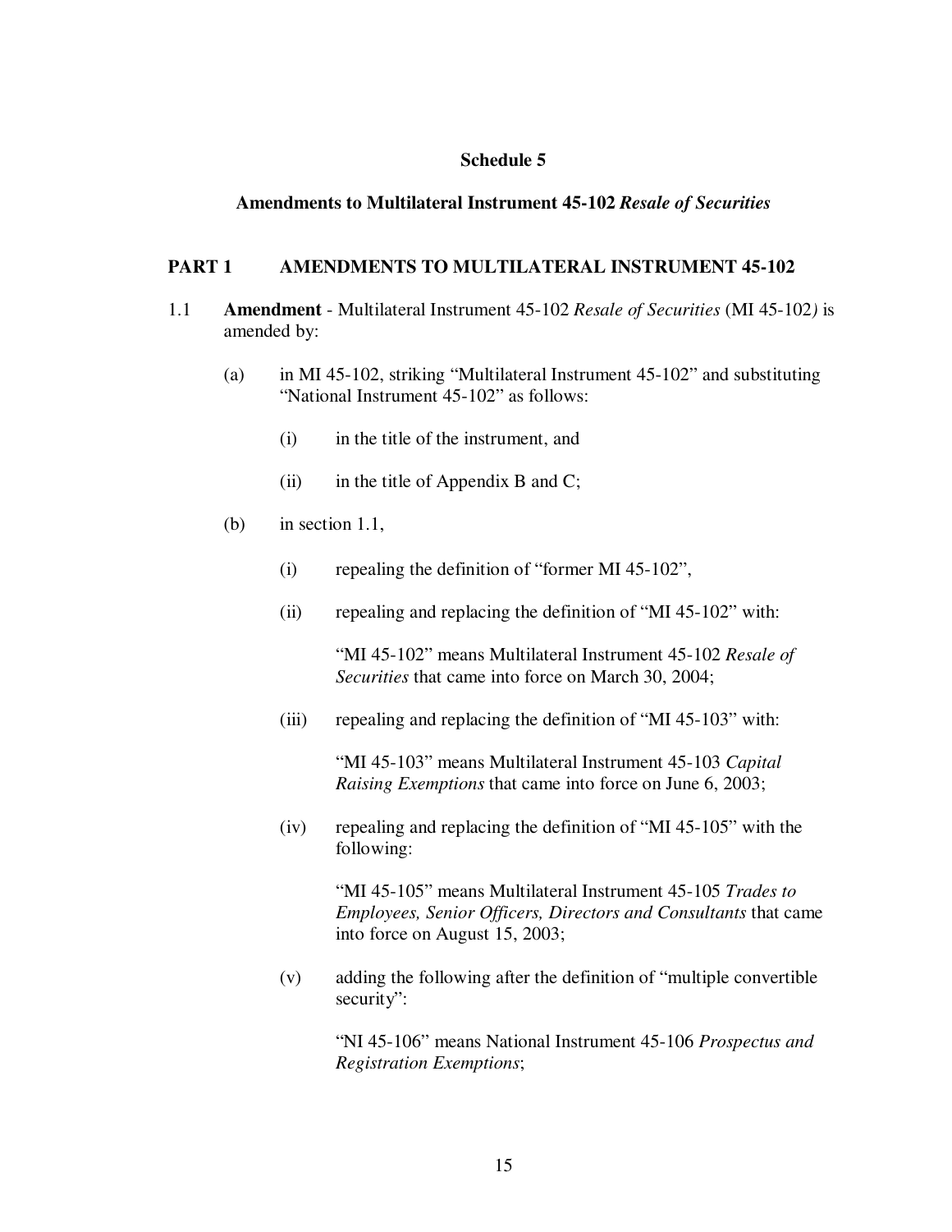**Schedule 5**

**Amendments to Multilateral Instrument 45-102 *Resale of Securities***

## PART 1 AMENDMENTS TO MULTILATERAL INSTRUMENT 45-102

1.1 **Amendment** - Multilateral Instrument 45-102 *Resale of Securities* (MI 45-102) is amended by:

(a) in MI 45-102, striking "Multilateral Instrument 45-102" and substituting "National Instrument 45-102" as follows:

(i) in the title of the instrument, and

(ii) in the title of Appendix B and C;

(b) in section 1.1,

(i) repealing the definition of "former MI 45-102",

(ii) repealing and replacing the definition of "MI 45-102" with:

"MI 45-102" means Multilateral Instrument 45-102 *Resale of Securities* that came into force on March 30, 2004;

(iii) repealing and replacing the definition of "MI 45-103" with:

"MI 45-103" means Multilateral Instrument 45-103 *Capital Raising Exemptions* that came into force on June 6, 2003;

(iv) repealing and replacing the definition of "MI 45-105" with the following:

"MI 45-105" means Multilateral Instrument 45-105 *Trades to Employees, Senior Officers, Directors and Consultants* that came into force on August 15, 2003;

(v) adding the following after the definition of "multiple convertible security":

"NI 45-106" means National Instrument 45-106 *Prospectus and Registration Exemptions*;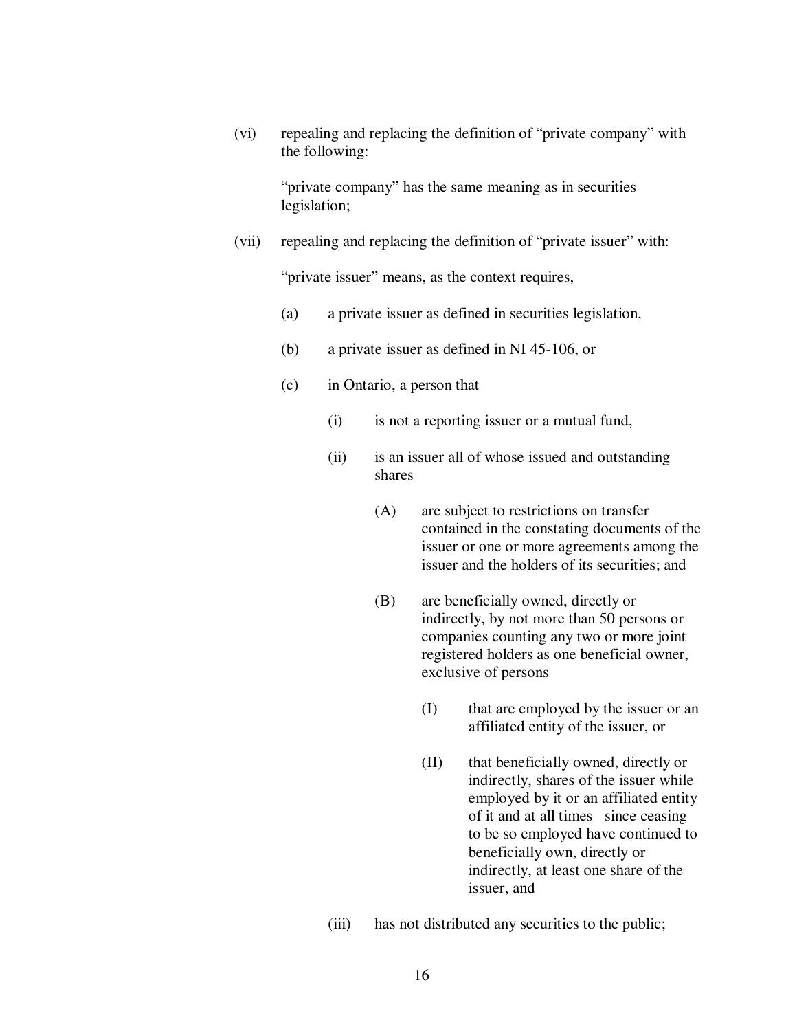(vi) repealing and replacing the definition of "private company" with the following:

"private company" has the same meaning as in securities legislation;

(vii) repealing and replacing the definition of "private issuer" with:

"private issuer" means, as the context requires,

(a) a private issuer as defined in securities legislation,

(b) a private issuer as defined in NI 45-106, or

(c) in Ontario, a person that

(i) is not a reporting issuer or a mutual fund,

(ii) is an issuer all of whose issued and outstanding shares

(A) are subject to restrictions on transfer contained in the constating documents of the issuer or one or more agreements among the issuer and the holders of its securities; and

(B) are beneficially owned, directly or indirectly, by not more than 50 persons or companies counting any two or more joint registered holders as one beneficial owner, exclusive of persons

(I) that are employed by the issuer or an affiliated entity of the issuer, or

(II) that beneficially owned, directly or indirectly, shares of the issuer while employed by it or an affiliated entity of it and at all times since ceasing to be so employed have continued to beneficially own, directly or indirectly, at least one share of the issuer, and

(iii) has not distributed any securities to the public;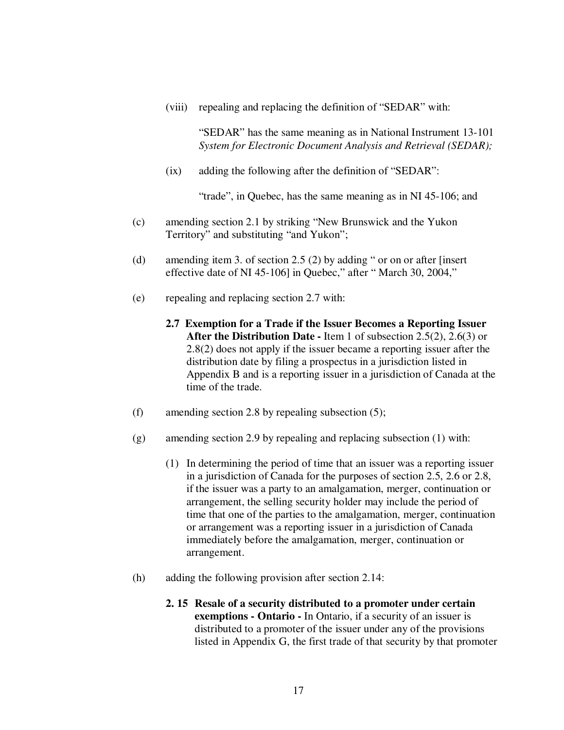(viii) repealing and replacing the definition of "SEDAR" with:

> "SEDAR" has the same meaning as in National Instrument 13-101 *System for Electronic Document Analysis and Retrieval (SEDAR);*

(ix) adding the following after the definition of "SEDAR":

> "trade", in Quebec, has the same meaning as in NI 45-106; and

(c) amending section 2.1 by striking "New Brunswick and the Yukon Territory" and substituting "and Yukon";

(d) amending item 3. of section 2.5 (2) by adding " or on or after [insert effective date of NI 45-106] in Quebec," after " March 30, 2004,"

(e) repealing and replacing section 2.7 with:

> **2.7 Exemption for a Trade if the Issuer Becomes a Reporting Issuer After the Distribution Date -** Item 1 of subsection 2.5(2), 2.6(3) or 2.8(2) does not apply if the issuer became a reporting issuer after the distribution date by filing a prospectus in a jurisdiction listed in Appendix B and is a reporting issuer in a jurisdiction of Canada at the time of the trade.

(f) amending section 2.8 by repealing subsection (5);

(g) amending section 2.9 by repealing and replacing subsection (1) with:

> (1) In determining the period of time that an issuer was a reporting issuer in a jurisdiction of Canada for the purposes of section 2.5, 2.6 or 2.8, if the issuer was a party to an amalgamation, merger, continuation or arrangement, the selling security holder may include the period of time that one of the parties to the amalgamation, merger, continuation or arrangement was a reporting issuer in a jurisdiction of Canada immediately before the amalgamation, merger, continuation or arrangement.

(h) adding the following provision after section 2.14:

> **2. 15 Resale of a security distributed to a promoter under certain exemptions - Ontario -** In Ontario, if a security of an issuer is distributed to a promoter of the issuer under any of the provisions listed in Appendix G, the first trade of that security by that promoter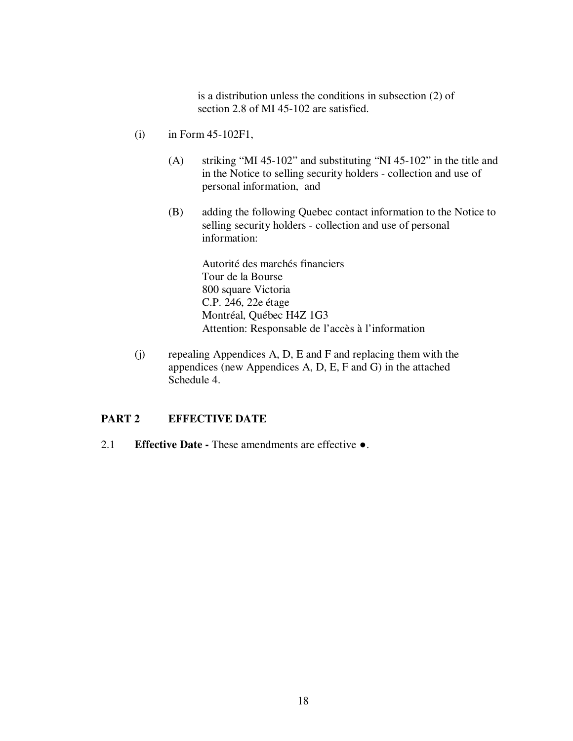is a distribution unless the conditions in subsection (2) of section 2.8 of MI 45-102 are satisfied.

(i) in Form 45-102F1,

(A) striking “MI 45-102” and substituting “NI 45-102” in the title and in the Notice to selling security holders - collection and use of personal information, and

(B) adding the following Quebec contact information to the Notice to selling security holders - collection and use of personal information:

Autorité des marchés financiers
Tour de la Bourse
800 square Victoria
C.P. 246, 22e étage
Montréal, Québec H4Z 1G3
Attention: Responsable de l’accès à l’information

(j) repealing Appendices A, D, E and F and replacing them with the appendices (new Appendices A, D, E, F and G) in the attached Schedule 4.

## PART 2 EFFECTIVE DATE

2.1 **Effective Date -** These amendments are effective ●.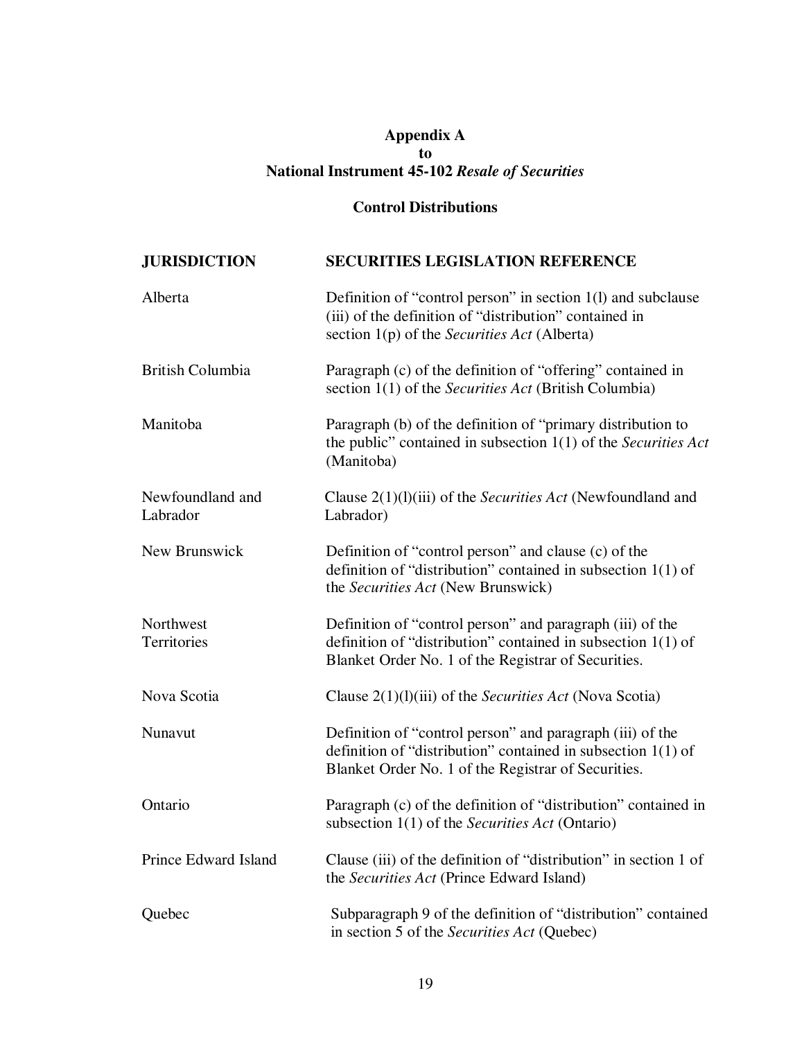**Appendix A**
**to**
**National Instrument 45-102 *Resale of Securities***

**Control Distributions**

| **JURISDICTION** | **SECURITIES LEGISLATION REFERENCE** |
|---|---|
| Alberta | Definition of "control person" in section 1(l) and subclause (iii) of the definition of "distribution" contained in section 1(p) of the *Securities Act* (Alberta) |
| British Columbia | Paragraph (c) of the definition of "offering" contained in section 1(1) of the *Securities Act* (British Columbia) |
| Manitoba | Paragraph (b) of the definition of "primary distribution to the public" contained in subsection 1(1) of the *Securities Act* (Manitoba) |
| Newfoundland and Labrador | Clause 2(1)(l)(iii) of the *Securities Act* (Newfoundland and Labrador) |
| New Brunswick | Definition of "control person" and clause (c) of the definition of "distribution" contained in subsection 1(1) of the *Securities Act* (New Brunswick) |
| Northwest Territories | Definition of "control person" and paragraph (iii) of the definition of "distribution" contained in subsection 1(1) of Blanket Order No. 1 of the Registrar of Securities. |
| Nova Scotia | Clause 2(1)(l)(iii) of the *Securities Act* (Nova Scotia) |
| Nunavut | Definition of "control person" and paragraph (iii) of the definition of "distribution" contained in subsection 1(1) of Blanket Order No. 1 of the Registrar of Securities. |
| Ontario | Paragraph (c) of the definition of "distribution" contained in subsection 1(1) of the *Securities Act* (Ontario) |
| Prince Edward Island | Clause (iii) of the definition of "distribution" in section 1 of the *Securities Act* (Prince Edward Island) |
| Quebec | Subparagraph 9 of the definition of "distribution" contained in section 5 of the *Securities Act* (Quebec) |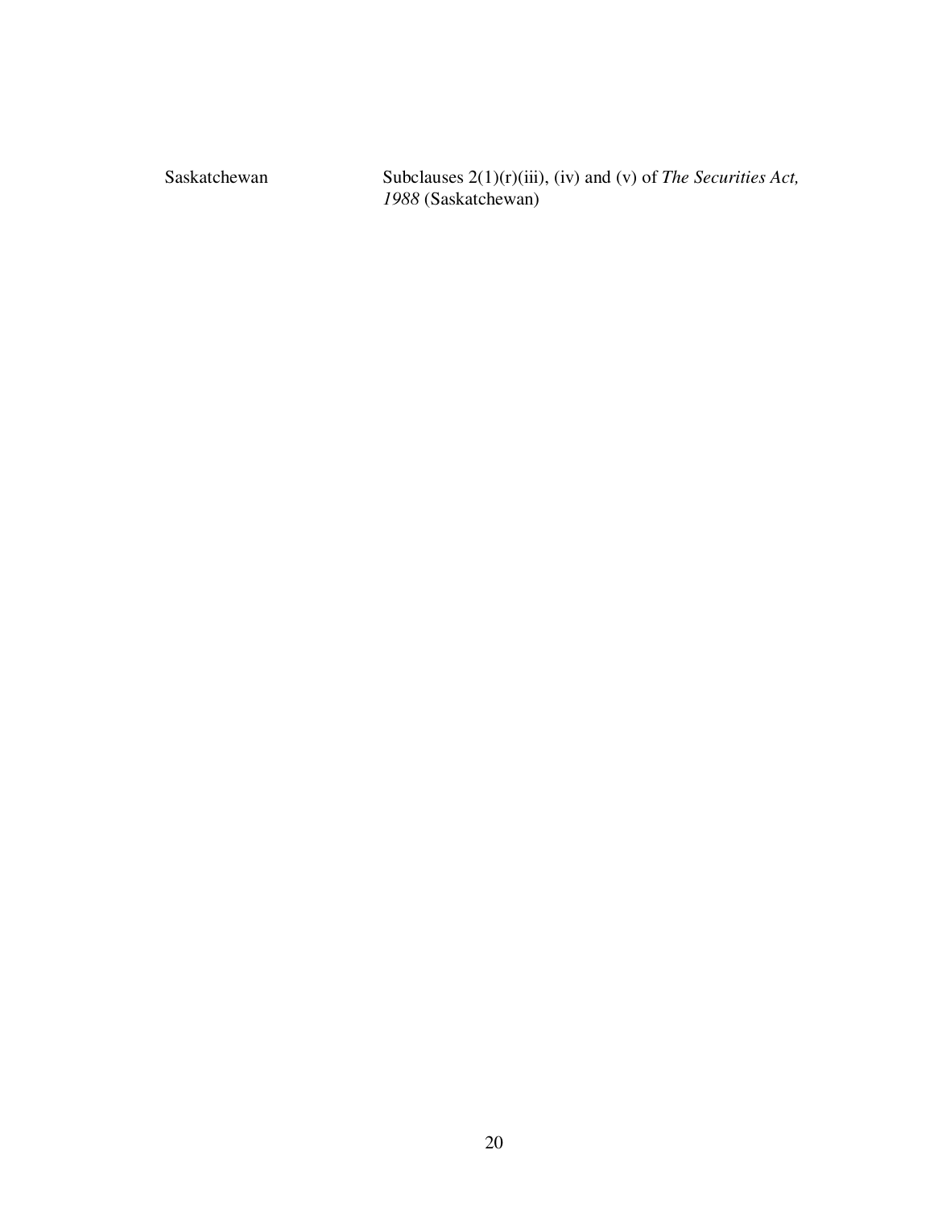| | |
|---|---|
| Saskatchewan | Subclauses 2(1)(r)(iii), (iv) and (v) of *The Securities Act, 1988* (Saskatchewan) |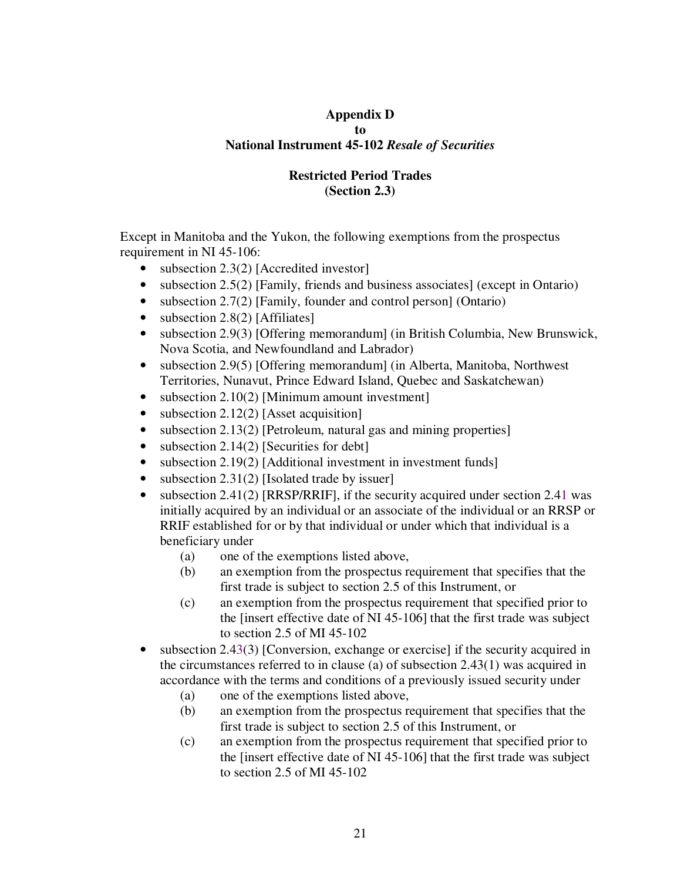**Appendix D**
**to**
**National Instrument 45-102 *Resale of Securities***

**Restricted Period Trades**
**(Section 2.3)**

Except in Manitoba and the Yukon, the following exemptions from the prospectus requirement in NI 45-106:

- subsection 2.3(2) [Accredited investor]
- subsection 2.5(2) [Family, friends and business associates] (except in Ontario)
- subsection 2.7(2) [Family, founder and control person] (Ontario)
- subsection 2.8(2) [Affiliates]
- subsection 2.9(3) [Offering memorandum] (in British Columbia, New Brunswick, Nova Scotia, and Newfoundland and Labrador)
- subsection 2.9(5) [Offering memorandum] (in Alberta, Manitoba, Northwest Territories, Nunavut, Prince Edward Island, Quebec and Saskatchewan)
- subsection 2.10(2) [Minimum amount investment]
- subsection 2.12(2) [Asset acquisition]
- subsection 2.13(2) [Petroleum, natural gas and mining properties]
- subsection 2.14(2) [Securities for debt]
- subsection 2.19(2) [Additional investment in investment funds]
- subsection 2.31(2) [Isolated trade by issuer]
- subsection 2.41(2) [RRSP/RRIF], if the security acquired under section 2.41 was initially acquired by an individual or an associate of the individual or an RRSP or RRIF established for or by that individual or under which that individual is a beneficiary under
    - (a) one of the exemptions listed above,
    - (b) an exemption from the prospectus requirement that specifies that the first trade is subject to section 2.5 of this Instrument, or
    - (c) an exemption from the prospectus requirement that specified prior to the [insert effective date of NI 45-106] that the first trade was subject to section 2.5 of MI 45-102
- subsection 2.43(3) [Conversion, exchange or exercise] if the security acquired in the circumstances referred to in clause (a) of subsection 2.43(1) was acquired in accordance with the terms and conditions of a previously issued security under
    - (a) one of the exemptions listed above,
    - (b) an exemption from the prospectus requirement that specifies that the first trade is subject to section 2.5 of this Instrument, or
    - (c) an exemption from the prospectus requirement that specified prior to the [insert effective date of NI 45-106] that the first trade was subject to section 2.5 of MI 45-102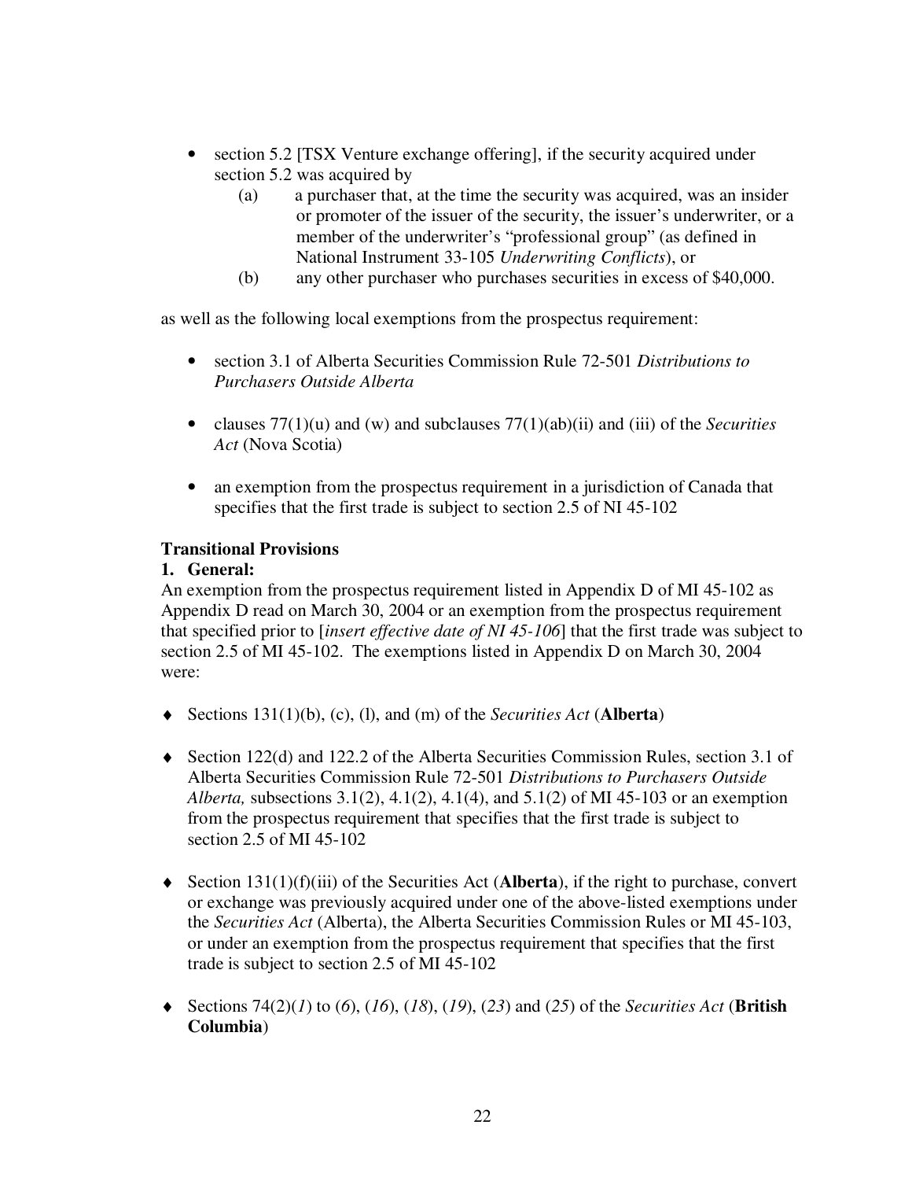- section 5.2 [TSX Venture exchange offering], if the security acquired under section 5.2 was acquired by
  - (a) a purchaser that, at the time the security was acquired, was an insider or promoter of the issuer of the security, the issuer's underwriter, or a member of the underwriter's "professional group" (as defined in National Instrument 33-105 *Underwriting Conflicts*), or
  - (b) any other purchaser who purchases securities in excess of $40,000.

as well as the following local exemptions from the prospectus requirement:

- section 3.1 of Alberta Securities Commission Rule 72-501 *Distributions to Purchasers Outside Alberta*

- clauses 77(1)(u) and (w) and subclauses 77(1)(ab)(ii) and (iii) of the *Securities Act* (Nova Scotia)

- an exemption from the prospectus requirement in a jurisdiction of Canada that specifies that the first trade is subject to section 2.5 of NI 45-102

**Transitional Provisions**

**1. General:**

An exemption from the prospectus requirement listed in Appendix D of MI 45-102 as Appendix D read on March 30, 2004 or an exemption from the prospectus requirement that specified prior to [*insert effective date of NI 45-106*] that the first trade was subject to section 2.5 of MI 45-102. The exemptions listed in Appendix D on March 30, 2004 were:

- Sections 131(1)(b), (c), (l), and (m) of the *Securities Act* (**Alberta**)

- Section 122(d) and 122.2 of the Alberta Securities Commission Rules, section 3.1 of Alberta Securities Commission Rule 72-501 *Distributions to Purchasers Outside Alberta,* subsections 3.1(2), 4.1(2), 4.1(4), and 5.1(2) of MI 45-103 or an exemption from the prospectus requirement that specifies that the first trade is subject to section 2.5 of MI 45-102

- Section 131(1)(f)(iii) of the Securities Act (**Alberta**), if the right to purchase, convert or exchange was previously acquired under one of the above-listed exemptions under the *Securities Act* (Alberta), the Alberta Securities Commission Rules or MI 45-103, or under an exemption from the prospectus requirement that specifies that the first trade is subject to section 2.5 of MI 45-102

- Sections 74(2)(*1*) to (*6*), (*16*), (*18*), (*19*), (*23*) and (*25*) of the *Securities Act* (**British Columbia**)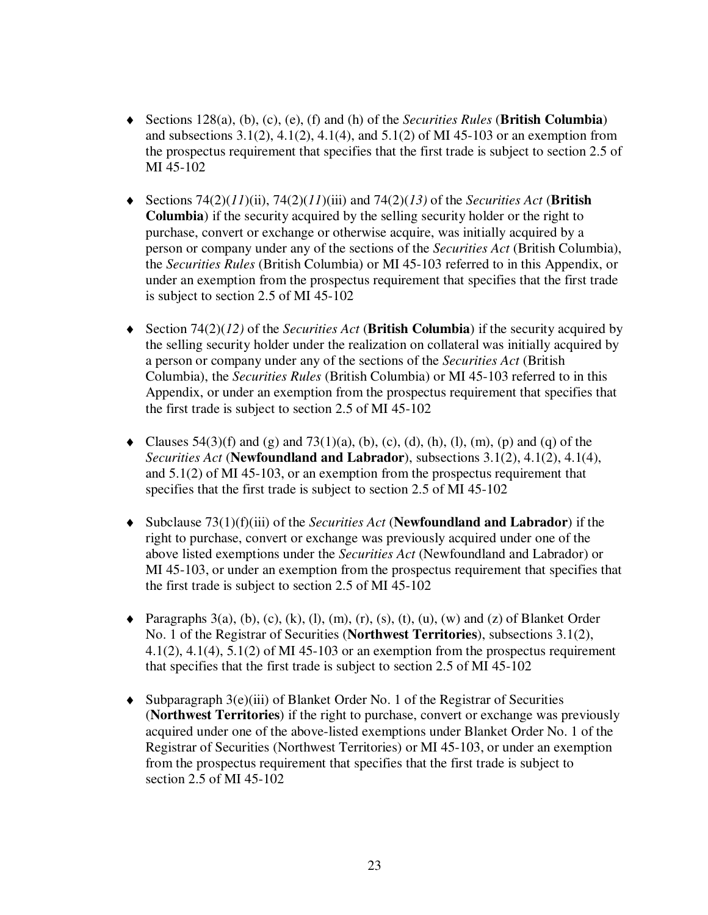- Sections 128(a), (b), (c), (e), (f) and (h) of the *Securities Rules* (**British Columbia**) and subsections 3.1(2), 4.1(2), 4.1(4), and 5.1(2) of MI 45-103 or an exemption from the prospectus requirement that specifies that the first trade is subject to section 2.5 of MI 45-102

- Sections 74(2)(*11*)(ii), 74(2)(*11*)(iii) and 74(2)(*13)* of the *Securities Act* (**British Columbia**) if the security acquired by the selling security holder or the right to purchase, convert or exchange or otherwise acquire, was initially acquired by a person or company under any of the sections of the *Securities Act* (British Columbia), the *Securities Rules* (British Columbia) or MI 45-103 referred to in this Appendix, or under an exemption from the prospectus requirement that specifies that the first trade is subject to section 2.5 of MI 45-102

- Section 74(2)(*12)* of the *Securities Act* (**British Columbia**) if the security acquired by the selling security holder under the realization on collateral was initially acquired by a person or company under any of the sections of the *Securities Act* (British Columbia), the *Securities Rules* (British Columbia) or MI 45-103 referred to in this Appendix, or under an exemption from the prospectus requirement that specifies that the first trade is subject to section 2.5 of MI 45-102

- Clauses 54(3)(f) and (g) and 73(1)(a), (b), (c), (d), (h), (l), (m), (p) and (q) of the *Securities Act* (**Newfoundland and Labrador**), subsections 3.1(2), 4.1(2), 4.1(4), and 5.1(2) of MI 45-103, or an exemption from the prospectus requirement that specifies that the first trade is subject to section 2.5 of MI 45-102

- Subclause 73(1)(f)(iii) of the *Securities Act* (**Newfoundland and Labrador**) if the right to purchase, convert or exchange was previously acquired under one of the above listed exemptions under the *Securities Act* (Newfoundland and Labrador) or MI 45-103, or under an exemption from the prospectus requirement that specifies that the first trade is subject to section 2.5 of MI 45-102

- Paragraphs 3(a), (b), (c), (k), (l), (m), (r), (s), (t), (u), (w) and (z) of Blanket Order No. 1 of the Registrar of Securities (**Northwest Territories**), subsections 3.1(2), 4.1(2), 4.1(4), 5.1(2) of MI 45-103 or an exemption from the prospectus requirement that specifies that the first trade is subject to section 2.5 of MI 45-102

- Subparagraph 3(e)(iii) of Blanket Order No. 1 of the Registrar of Securities (**Northwest Territories**) if the right to purchase, convert or exchange was previously acquired under one of the above-listed exemptions under Blanket Order No. 1 of the Registrar of Securities (Northwest Territories) or MI 45-103, or under an exemption from the prospectus requirement that specifies that the first trade is subject to section 2.5 of MI 45-102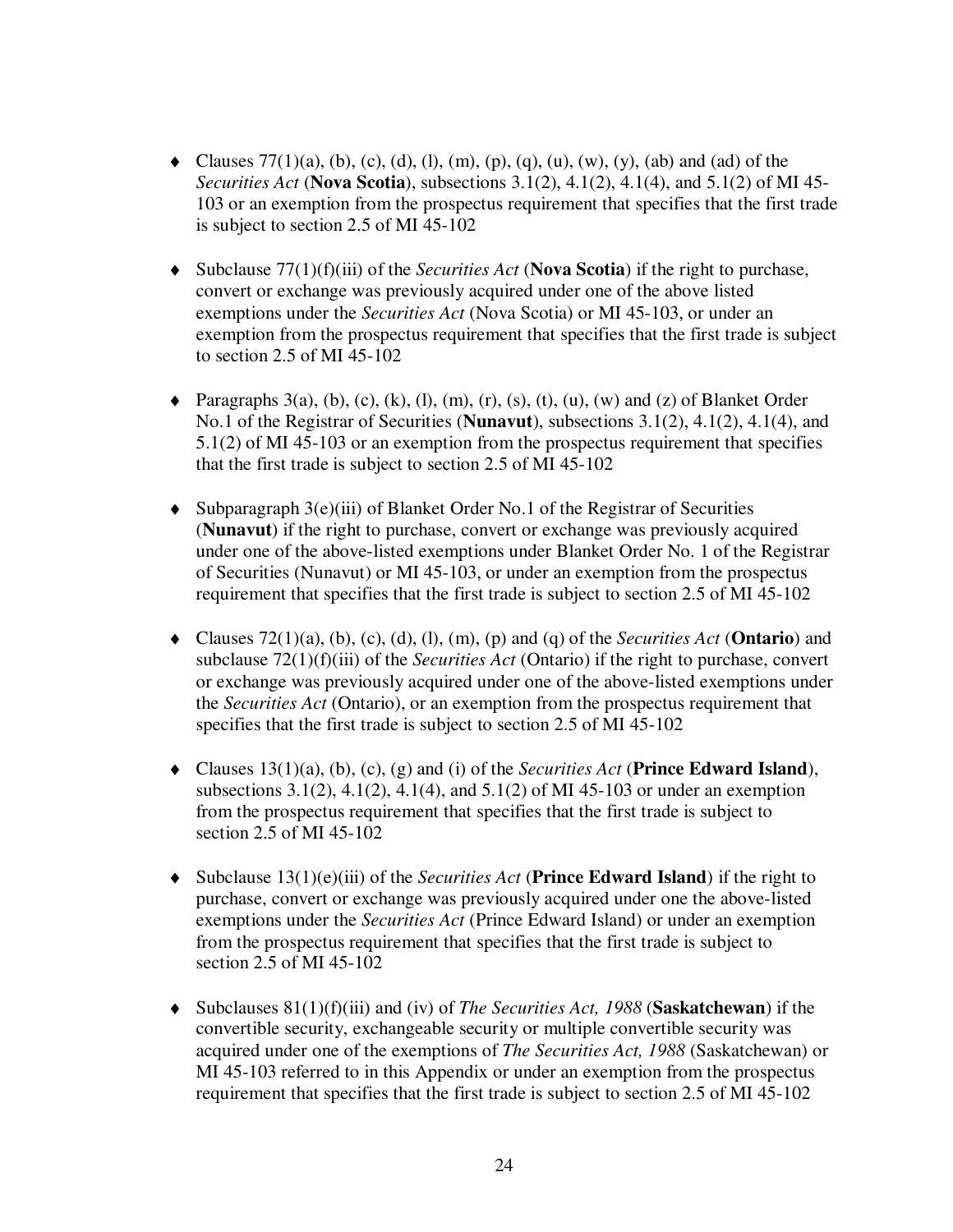- Clauses 77(1)(a), (b), (c), (d), (l), (m), (p), (q), (u), (w), (y), (ab) and (ad) of the *Securities Act* (**Nova Scotia**), subsections 3.1(2), 4.1(2), 4.1(4), and 5.1(2) of MI 45-103 or an exemption from the prospectus requirement that specifies that the first trade is subject to section 2.5 of MI 45-102

- Subclause 77(1)(f)(iii) of the *Securities Act* (**Nova Scotia**) if the right to purchase, convert or exchange was previously acquired under one of the above listed exemptions under the *Securities Act* (Nova Scotia) or MI 45-103, or under an exemption from the prospectus requirement that specifies that the first trade is subject to section 2.5 of MI 45-102

- Paragraphs 3(a), (b), (c), (k), (l), (m), (r), (s), (t), (u), (w) and (z) of Blanket Order No.1 of the Registrar of Securities (**Nunavut**), subsections 3.1(2), 4.1(2), 4.1(4), and 5.1(2) of MI 45-103 or an exemption from the prospectus requirement that specifies that the first trade is subject to section 2.5 of MI 45-102

- Subparagraph 3(e)(iii) of Blanket Order No.1 of the Registrar of Securities (**Nunavut**) if the right to purchase, convert or exchange was previously acquired under one of the above-listed exemptions under Blanket Order No. 1 of the Registrar of Securities (Nunavut) or MI 45-103, or under an exemption from the prospectus requirement that specifies that the first trade is subject to section 2.5 of MI 45-102

- Clauses 72(1)(a), (b), (c), (d), (l), (m), (p) and (q) of the *Securities Act* (**Ontario**) and subclause 72(1)(f)(iii) of the *Securities Act* (Ontario) if the right to purchase, convert or exchange was previously acquired under one of the above-listed exemptions under the *Securities Act* (Ontario), or an exemption from the prospectus requirement that specifies that the first trade is subject to section 2.5 of MI 45-102

- Clauses 13(1)(a), (b), (c), (g) and (i) of the *Securities Act* (**Prince Edward Island**), subsections 3.1(2), 4.1(2), 4.1(4), and 5.1(2) of MI 45-103 or under an exemption from the prospectus requirement that specifies that the first trade is subject to section 2.5 of MI 45-102

- Subclause 13(1)(e)(iii) of the *Securities Act* (**Prince Edward Island**) if the right to purchase, convert or exchange was previously acquired under one the above-listed exemptions under the *Securities Act* (Prince Edward Island) or under an exemption from the prospectus requirement that specifies that the first trade is subject to section 2.5 of MI 45-102

- Subclauses 81(1)(f)(iii) and (iv) of *The Securities Act, 1988* (**Saskatchewan**) if the convertible security, exchangeable security or multiple convertible security was acquired under one of the exemptions of *The Securities Act, 1988* (Saskatchewan) or MI 45-103 referred to in this Appendix or under an exemption from the prospectus requirement that specifies that the first trade is subject to section 2.5 of MI 45-102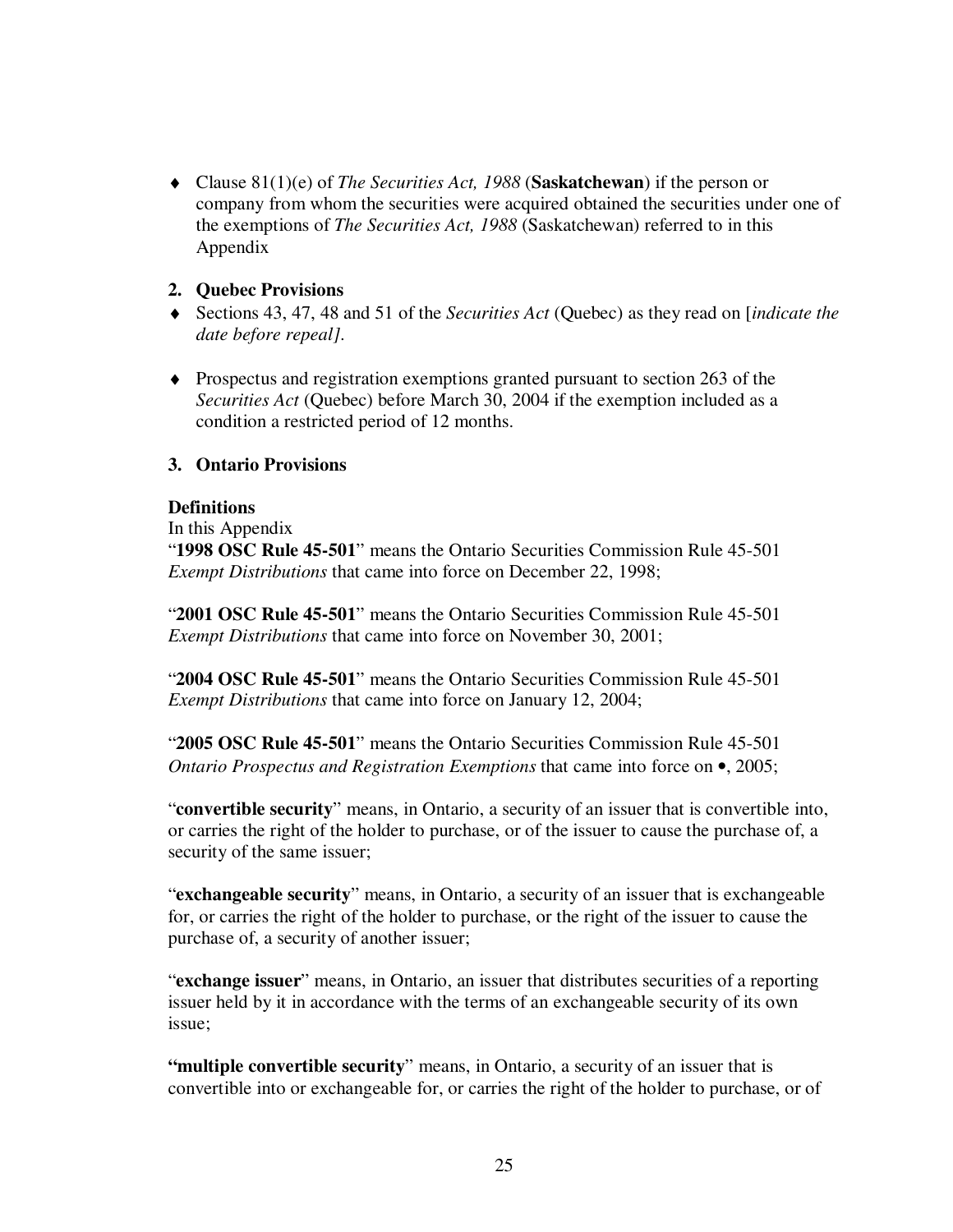- Clause 81(1)(e) of *The Securities Act, 1988* (**Saskatchewan**) if the person or company from whom the securities were acquired obtained the securities under one of the exemptions of *The Securities Act, 1988* (Saskatchewan) referred to in this Appendix

### 2. Quebec Provisions

- Sections 43, 47, 48 and 51 of the *Securities Act* (Quebec) as they read on [*indicate the date before repeal]*.

- Prospectus and registration exemptions granted pursuant to section 263 of the *Securities Act* (Quebec) before March 30, 2004 if the exemption included as a condition a restricted period of 12 months.

### 3. Ontario Provisions

**Definitions**
In this Appendix
"**1998 OSC Rule 45-501**" means the Ontario Securities Commission Rule 45-501 *Exempt Distributions* that came into force on December 22, 1998;

"**2001 OSC Rule 45-501**" means the Ontario Securities Commission Rule 45-501 *Exempt Distributions* that came into force on November 30, 2001;

"**2004 OSC Rule 45-501**" means the Ontario Securities Commission Rule 45-501 *Exempt Distributions* that came into force on January 12, 2004;

"**2005 OSC Rule 45-501**" means the Ontario Securities Commission Rule 45-501 *Ontario Prospectus and Registration Exemptions* that came into force on •, 2005;

"**convertible security**" means, in Ontario, a security of an issuer that is convertible into, or carries the right of the holder to purchase, or of the issuer to cause the purchase of, a security of the same issuer;

"**exchangeable security**" means, in Ontario, a security of an issuer that is exchangeable for, or carries the right of the holder to purchase, or the right of the issuer to cause the purchase of, a security of another issuer;

"**exchange issuer**" means, in Ontario, an issuer that distributes securities of a reporting issuer held by it in accordance with the terms of an exchangeable security of its own issue;

"**multiple convertible security**" means, in Ontario, a security of an issuer that is convertible into or exchangeable for, or carries the right of the holder to purchase, or of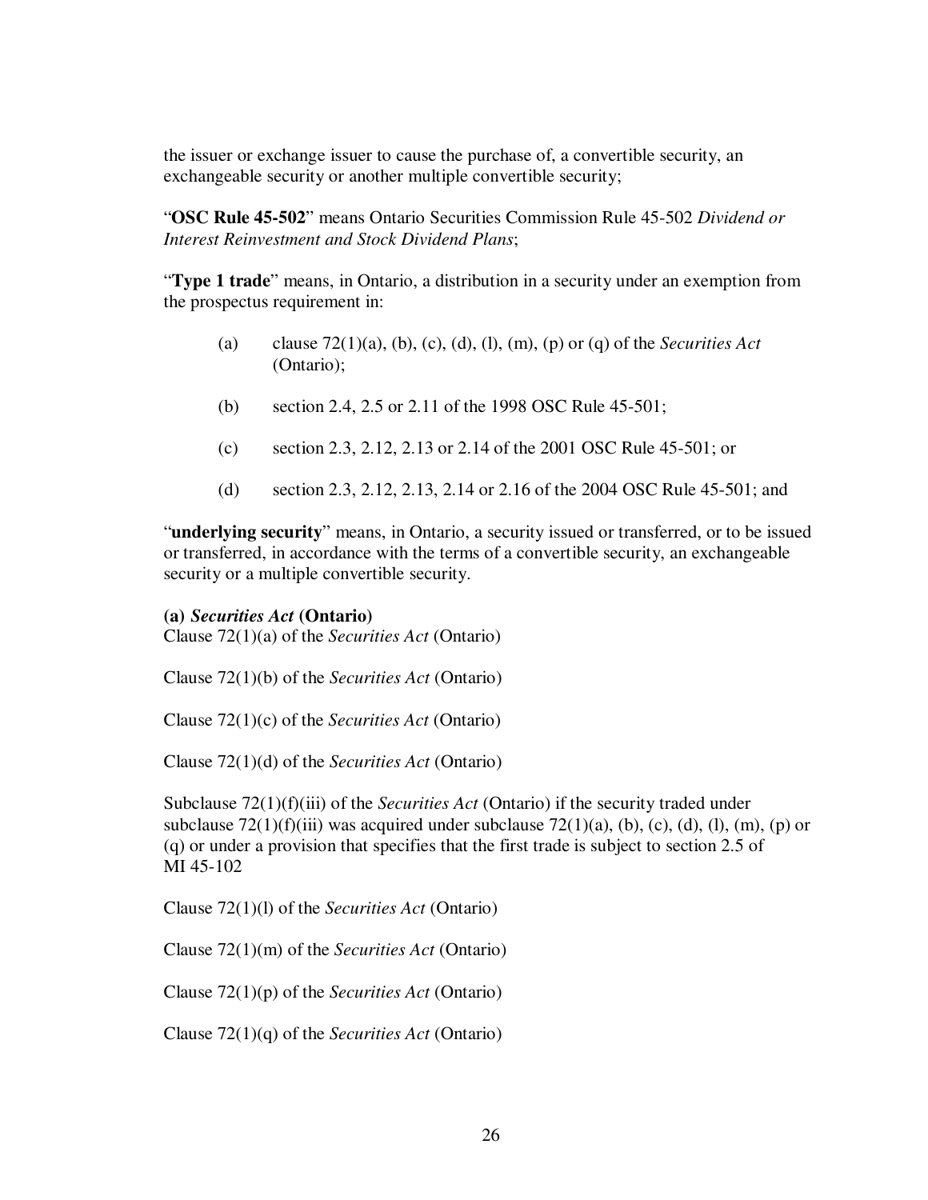the issuer or exchange issuer to cause the purchase of, a convertible security, an exchangeable security or another multiple convertible security;

"**OSC Rule 45-502**" means Ontario Securities Commission Rule 45-502 *Dividend or Interest Reinvestment and Stock Dividend Plans*;

"**Type 1 trade**" means, in Ontario, a distribution in a security under an exemption from the prospectus requirement in:

(a) clause 72(1)(a), (b), (c), (d), (l), (m), (p) or (q) of the *Securities Act* (Ontario);

(b) section 2.4, 2.5 or 2.11 of the 1998 OSC Rule 45-501;

(c) section 2.3, 2.12, 2.13 or 2.14 of the 2001 OSC Rule 45-501; or

(d) section 2.3, 2.12, 2.13, 2.14 or 2.16 of the 2004 OSC Rule 45-501; and

"**underlying security**" means, in Ontario, a security issued or transferred, or to be issued or transferred, in accordance with the terms of a convertible security, an exchangeable security or a multiple convertible security.

**(a) *Securities Act* (Ontario)**

Clause 72(1)(a) of the *Securities Act* (Ontario)

Clause 72(1)(b) of the *Securities Act* (Ontario)

Clause 72(1)(c) of the *Securities Act* (Ontario)

Clause 72(1)(d) of the *Securities Act* (Ontario)

Subclause 72(1)(f)(iii) of the *Securities Act* (Ontario) if the security traded under subclause 72(1)(f)(iii) was acquired under subclause 72(1)(a), (b), (c), (d), (l), (m), (p) or (q) or under a provision that specifies that the first trade is subject to section 2.5 of MI 45-102

Clause 72(1)(l) of the *Securities Act* (Ontario)

Clause 72(1)(m) of the *Securities Act* (Ontario)

Clause 72(1)(p) of the *Securities Act* (Ontario)

Clause 72(1)(q) of the *Securities Act* (Ontario)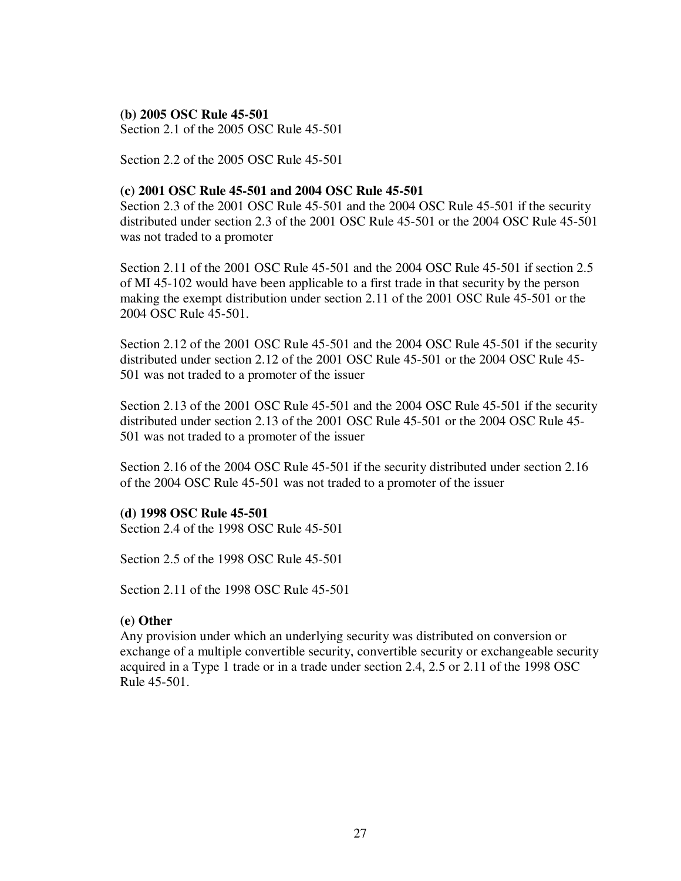**(b) 2005 OSC Rule 45-501**

Section 2.1 of the 2005 OSC Rule 45-501

Section 2.2 of the 2005 OSC Rule 45-501

**(c) 2001 OSC Rule 45-501 and 2004 OSC Rule 45-501**

Section 2.3 of the 2001 OSC Rule 45-501 and the 2004 OSC Rule 45-501 if the security distributed under section 2.3 of the 2001 OSC Rule 45-501 or the 2004 OSC Rule 45-501 was not traded to a promoter

Section 2.11 of the 2001 OSC Rule 45-501 and the 2004 OSC Rule 45-501 if section 2.5 of MI 45-102 would have been applicable to a first trade in that security by the person making the exempt distribution under section 2.11 of the 2001 OSC Rule 45-501 or the 2004 OSC Rule 45-501.

Section 2.12 of the 2001 OSC Rule 45-501 and the 2004 OSC Rule 45-501 if the security distributed under section 2.12 of the 2001 OSC Rule 45-501 or the 2004 OSC Rule 45-501 was not traded to a promoter of the issuer

Section 2.13 of the 2001 OSC Rule 45-501 and the 2004 OSC Rule 45-501 if the security distributed under section 2.13 of the 2001 OSC Rule 45-501 or the 2004 OSC Rule 45-501 was not traded to a promoter of the issuer

Section 2.16 of the 2004 OSC Rule 45-501 if the security distributed under section 2.16 of the 2004 OSC Rule 45-501 was not traded to a promoter of the issuer

**(d) 1998 OSC Rule 45-501**

Section 2.4 of the 1998 OSC Rule 45-501

Section 2.5 of the 1998 OSC Rule 45-501

Section 2.11 of the 1998 OSC Rule 45-501

**(e) Other**

Any provision under which an underlying security was distributed on conversion or exchange of a multiple convertible security, convertible security or exchangeable security acquired in a Type 1 trade or in a trade under section 2.4, 2.5 or 2.11 of the 1998 OSC Rule 45-501.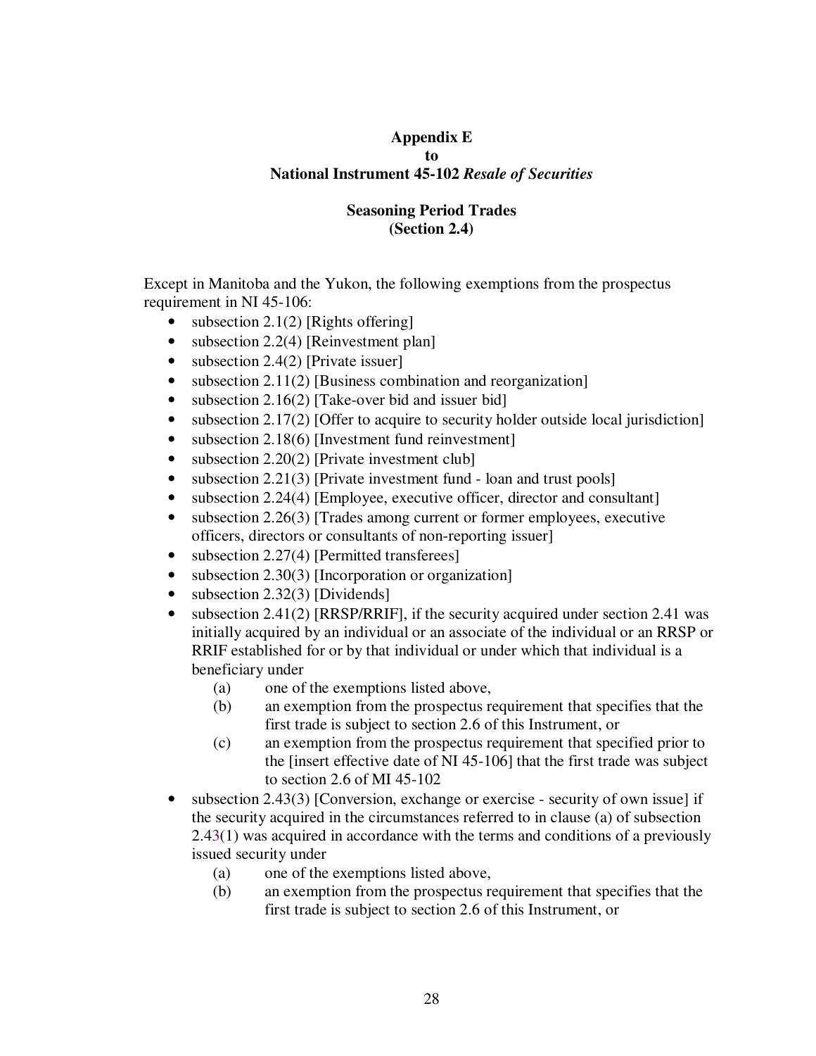**Appendix E**
**to**
**National Instrument 45-102 *Resale of Securities***

**Seasoning Period Trades**
**(Section 2.4)**

Except in Manitoba and the Yukon, the following exemptions from the prospectus requirement in NI 45-106:

- subsection 2.1(2) [Rights offering]
- subsection 2.2(4) [Reinvestment plan]
- subsection 2.4(2) [Private issuer]
- subsection 2.11(2) [Business combination and reorganization]
- subsection 2.16(2) [Take-over bid and issuer bid]
- subsection 2.17(2) [Offer to acquire to security holder outside local jurisdiction]
- subsection 2.18(6) [Investment fund reinvestment]
- subsection 2.20(2) [Private investment club]
- subsection 2.21(3) [Private investment fund - loan and trust pools]
- subsection 2.24(4) [Employee, executive officer, director and consultant]
- subsection 2.26(3) [Trades among current or former employees, executive officers, directors or consultants of non-reporting issuer]
- subsection 2.27(4) [Permitted transferees]
- subsection 2.30(3) [Incorporation or organization]
- subsection 2.32(3) [Dividends]
- subsection 2.41(2) [RRSP/RRIF], if the security acquired under section 2.41 was initially acquired by an individual or an associate of the individual or an RRSP or RRIF established for or by that individual or under which that individual is a beneficiary under
    - (a) one of the exemptions listed above,
    - (b) an exemption from the prospectus requirement that specifies that the first trade is subject to section 2.6 of this Instrument, or
    - (c) an exemption from the prospectus requirement that specified prior to the [insert effective date of NI 45-106] that the first trade was subject to section 2.6 of MI 45-102
- subsection 2.43(3) [Conversion, exchange or exercise - security of own issue] if the security acquired in the circumstances referred to in clause (a) of subsection 2.43(1) was acquired in accordance with the terms and conditions of a previously issued security under
    - (a) one of the exemptions listed above,
    - (b) an exemption from the prospectus requirement that specifies that the first trade is subject to section 2.6 of this Instrument, or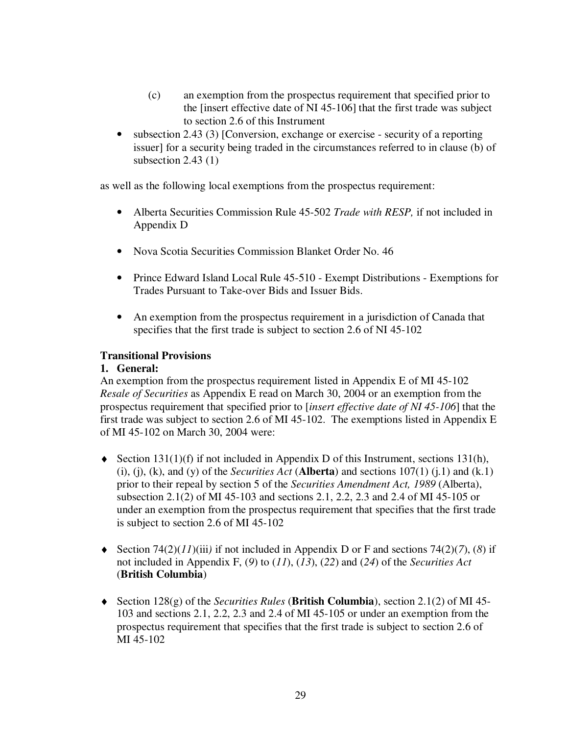(c) an exemption from the prospectus requirement that specified prior to the [insert effective date of NI 45-106] that the first trade was subject to section 2.6 of this Instrument

- subsection 2.43 (3) [Conversion, exchange or exercise - security of a reporting issuer] for a security being traded in the circumstances referred to in clause (b) of subsection 2.43 (1)

as well as the following local exemptions from the prospectus requirement:

- Alberta Securities Commission Rule 45-502 *Trade with RESP,* if not included in Appendix D

- Nova Scotia Securities Commission Blanket Order No. 46

- Prince Edward Island Local Rule 45-510 - Exempt Distributions - Exemptions for Trades Pursuant to Take-over Bids and Issuer Bids.

- An exemption from the prospectus requirement in a jurisdiction of Canada that specifies that the first trade is subject to section 2.6 of NI 45-102

**Transitional Provisions**

**1. General:**

An exemption from the prospectus requirement listed in Appendix E of MI 45-102 *Resale of Securities* as Appendix E read on March 30, 2004 or an exemption from the prospectus requirement that specified prior to [*insert effective date of NI 45-106*] that the first trade was subject to section 2.6 of MI 45-102. The exemptions listed in Appendix E of MI 45-102 on March 30, 2004 were:

- Section 131(1)(f) if not included in Appendix D of this Instrument, sections 131(h), (i), (j), (k), and (y) of the *Securities Act* (**Alberta**) and sections 107(1) (j.1) and (k.1) prior to their repeal by section 5 of the *Securities Amendment Act, 1989* (Alberta), subsection 2.1(2) of MI 45-103 and sections 2.1, 2.2, 2.3 and 2.4 of MI 45-105 or under an exemption from the prospectus requirement that specifies that the first trade is subject to section 2.6 of MI 45-102

- Section 74(2)(*11*)(iii*)* if not included in Appendix D or F and sections 74(2)(*7*), (*8*) if not included in Appendix F, (*9*) to (*11*), (*13*), (*22*) and (*24*) of the *Securities Act* (**British Columbia**)

- Section 128(g) of the *Securities Rules* (**British Columbia**), section 2.1(2) of MI 45-103 and sections 2.1, 2.2, 2.3 and 2.4 of MI 45-105 or under an exemption from the prospectus requirement that specifies that the first trade is subject to section 2.6 of MI 45-102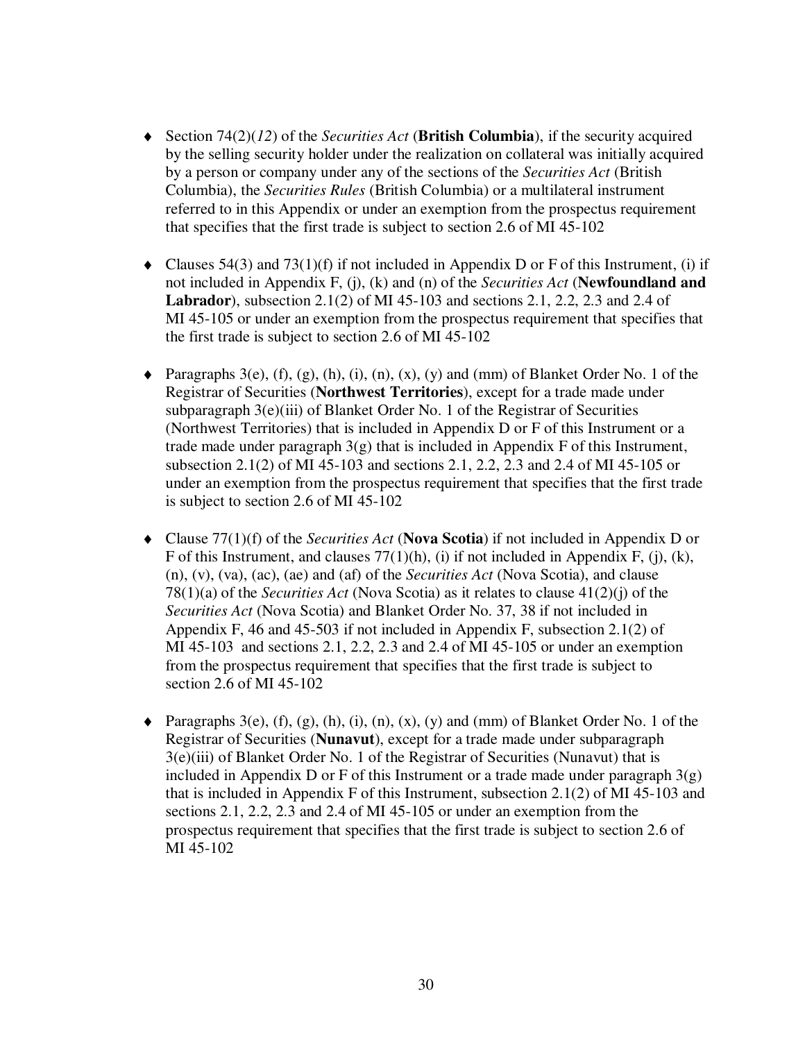- Section 74(2)(*12*) of the *Securities Act* (**British Columbia**), if the security acquired by the selling security holder under the realization on collateral was initially acquired by a person or company under any of the sections of the *Securities Act* (British Columbia), the *Securities Rules* (British Columbia) or a multilateral instrument referred to in this Appendix or under an exemption from the prospectus requirement that specifies that the first trade is subject to section 2.6 of MI 45-102

- Clauses 54(3) and 73(1)(f) if not included in Appendix D or F of this Instrument, (i) if not included in Appendix F, (j), (k) and (n) of the *Securities Act* (**Newfoundland and Labrador**), subsection 2.1(2) of MI 45-103 and sections 2.1, 2.2, 2.3 and 2.4 of MI 45-105 or under an exemption from the prospectus requirement that specifies that the first trade is subject to section 2.6 of MI 45-102

- Paragraphs 3(e), (f), (g), (h), (i), (n), (x), (y) and (mm) of Blanket Order No. 1 of the Registrar of Securities (**Northwest Territories**), except for a trade made under subparagraph 3(e)(iii) of Blanket Order No. 1 of the Registrar of Securities (Northwest Territories) that is included in Appendix D or F of this Instrument or a trade made under paragraph 3(g) that is included in Appendix F of this Instrument, subsection 2.1(2) of MI 45-103 and sections 2.1, 2.2, 2.3 and 2.4 of MI 45-105 or under an exemption from the prospectus requirement that specifies that the first trade is subject to section 2.6 of MI 45-102

- Clause 77(1)(f) of the *Securities Act* (**Nova Scotia**) if not included in Appendix D or F of this Instrument, and clauses 77(1)(h), (i) if not included in Appendix F, (j), (k), (n), (v), (va), (ac), (ae) and (af) of the *Securities Act* (Nova Scotia), and clause 78(1)(a) of the *Securities Act* (Nova Scotia) as it relates to clause 41(2)(j) of the *Securities Act* (Nova Scotia) and Blanket Order No. 37, 38 if not included in Appendix F, 46 and 45-503 if not included in Appendix F, subsection 2.1(2) of MI 45-103 and sections 2.1, 2.2, 2.3 and 2.4 of MI 45-105 or under an exemption from the prospectus requirement that specifies that the first trade is subject to section 2.6 of MI 45-102

- Paragraphs 3(e), (f), (g), (h), (i), (n), (x), (y) and (mm) of Blanket Order No. 1 of the Registrar of Securities (**Nunavut**), except for a trade made under subparagraph 3(e)(iii) of Blanket Order No. 1 of the Registrar of Securities (Nunavut) that is included in Appendix D or F of this Instrument or a trade made under paragraph 3(g) that is included in Appendix F of this Instrument, subsection 2.1(2) of MI 45-103 and sections 2.1, 2.2, 2.3 and 2.4 of MI 45-105 or under an exemption from the prospectus requirement that specifies that the first trade is subject to section 2.6 of MI 45-102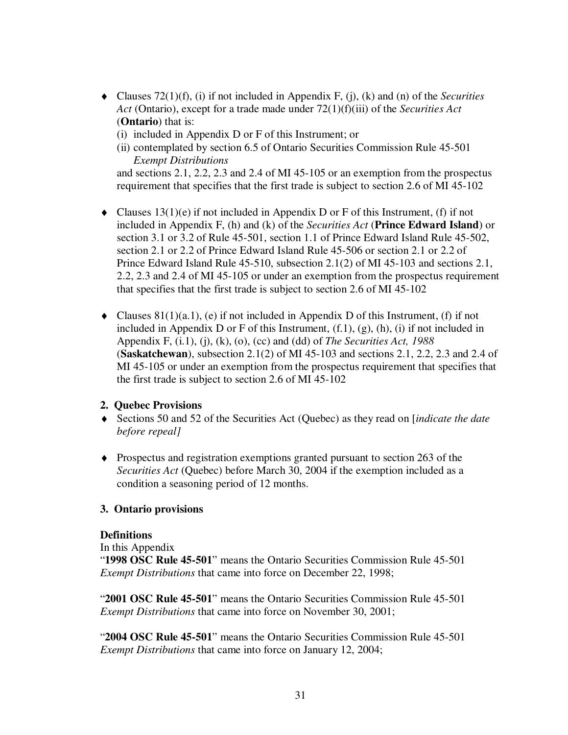- Clauses 72(1)(f), (i) if not included in Appendix F, (j), (k) and (n) of the *Securities Act* (Ontario), except for a trade made under 72(1)(f)(iii) of the *Securities Act* (**Ontario**) that is:
  - (i) included in Appendix D or F of this Instrument; or
  - (ii) contemplated by section 6.5 of Ontario Securities Commission Rule 45-501 *Exempt Distributions*

  and sections 2.1, 2.2, 2.3 and 2.4 of MI 45-105 or an exemption from the prospectus requirement that specifies that the first trade is subject to section 2.6 of MI 45-102

- Clauses 13(1)(e) if not included in Appendix D or F of this Instrument, (f) if not included in Appendix F, (h) and (k) of the *Securities Act* (**Prince Edward Island**) or section 3.1 or 3.2 of Rule 45-501, section 1.1 of Prince Edward Island Rule 45-502, section 2.1 or 2.2 of Prince Edward Island Rule 45-506 or section 2.1 or 2.2 of Prince Edward Island Rule 45-510, subsection 2.1(2) of MI 45-103 and sections 2.1, 2.2, 2.3 and 2.4 of MI 45-105 or under an exemption from the prospectus requirement that specifies that the first trade is subject to section 2.6 of MI 45-102

- Clauses 81(1)(a.1), (e) if not included in Appendix D of this Instrument, (f) if not included in Appendix D or F of this Instrument, (f.1), (g), (h), (i) if not included in Appendix F, (i.1), (j), (k), (o), (cc) and (dd) of *The Securities Act, 1988* (**Saskatchewan**), subsection 2.1(2) of MI 45-103 and sections 2.1, 2.2, 2.3 and 2.4 of MI 45-105 or under an exemption from the prospectus requirement that specifies that the first trade is subject to section 2.6 of MI 45-102

**2. Quebec Provisions**

- Sections 50 and 52 of the Securities Act (Quebec) as they read on [*indicate the date before repeal]*

- Prospectus and registration exemptions granted pursuant to section 263 of the *Securities Act* (Quebec) before March 30, 2004 if the exemption included as a condition a seasoning period of 12 months.

**3. Ontario provisions**

**Definitions**

In this Appendix

"**1998 OSC Rule 45-501**" means the Ontario Securities Commission Rule 45-501 *Exempt Distributions* that came into force on December 22, 1998;

"**2001 OSC Rule 45-501**" means the Ontario Securities Commission Rule 45-501 *Exempt Distributions* that came into force on November 30, 2001;

"**2004 OSC Rule 45-501**" means the Ontario Securities Commission Rule 45-501 *Exempt Distributions* that came into force on January 12, 2004;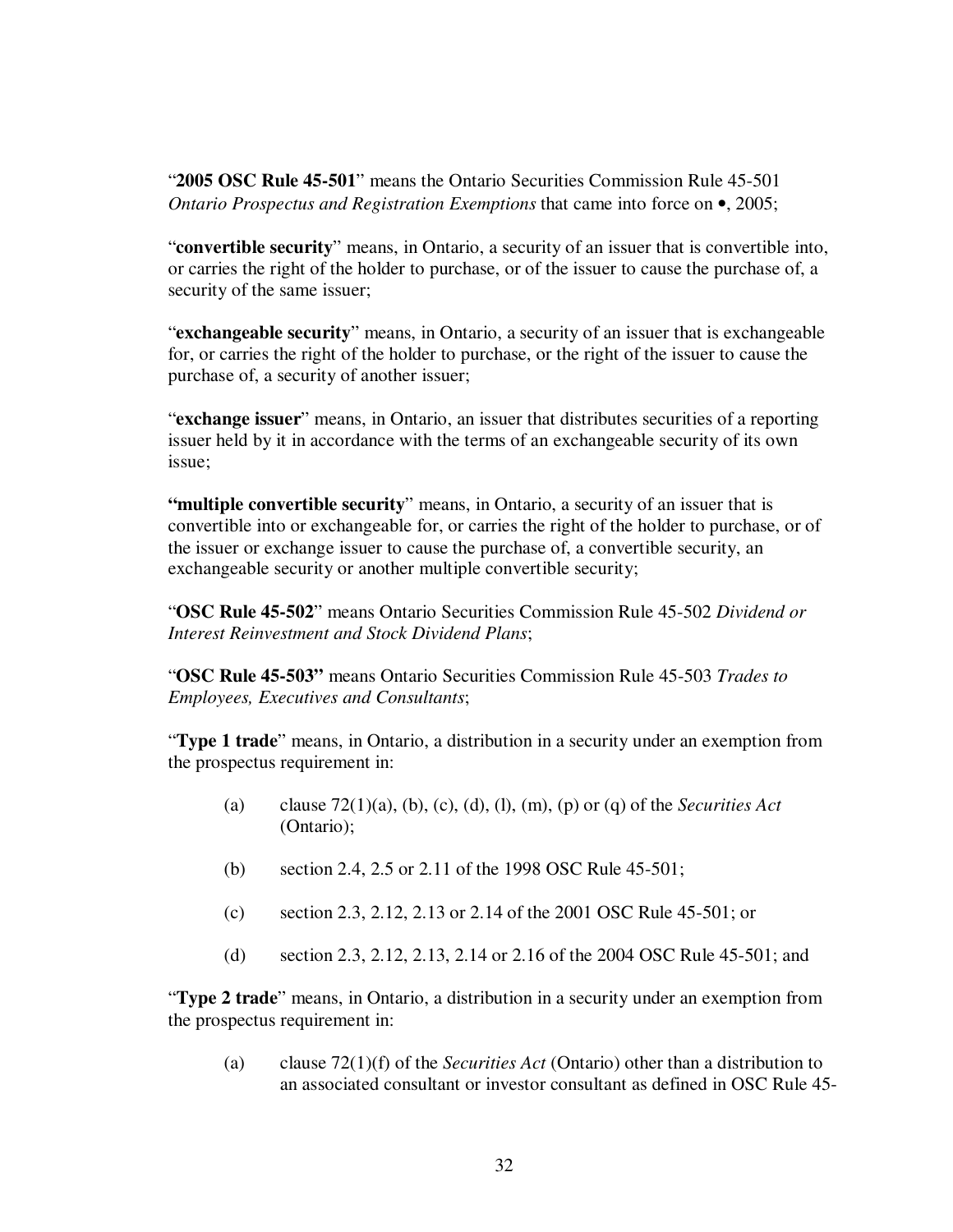"**2005 OSC Rule 45-501**" means the Ontario Securities Commission Rule 45-501 *Ontario Prospectus and Registration Exemptions* that came into force on •, 2005;

"**convertible security**" means, in Ontario, a security of an issuer that is convertible into, or carries the right of the holder to purchase, or of the issuer to cause the purchase of, a security of the same issuer;

"**exchangeable security**" means, in Ontario, a security of an issuer that is exchangeable for, or carries the right of the holder to purchase, or the right of the issuer to cause the purchase of, a security of another issuer;

"**exchange issuer**" means, in Ontario, an issuer that distributes securities of a reporting issuer held by it in accordance with the terms of an exchangeable security of its own issue;

**"multiple convertible security**" means, in Ontario, a security of an issuer that is convertible into or exchangeable for, or carries the right of the holder to purchase, or of the issuer or exchange issuer to cause the purchase of, a convertible security, an exchangeable security or another multiple convertible security;

"**OSC Rule 45-502**" means Ontario Securities Commission Rule 45-502 *Dividend or Interest Reinvestment and Stock Dividend Plans*;

"**OSC Rule 45-503"** means Ontario Securities Commission Rule 45-503 *Trades to Employees, Executives and Consultants*;

"**Type 1 trade**" means, in Ontario, a distribution in a security under an exemption from the prospectus requirement in:

(a) clause 72(1)(a), (b), (c), (d), (l), (m), (p) or (q) of the *Securities Act* (Ontario);

(b) section 2.4, 2.5 or 2.11 of the 1998 OSC Rule 45-501;

(c) section 2.3, 2.12, 2.13 or 2.14 of the 2001 OSC Rule 45-501; or

(d) section 2.3, 2.12, 2.13, 2.14 or 2.16 of the 2004 OSC Rule 45-501; and

"**Type 2 trade**" means, in Ontario, a distribution in a security under an exemption from the prospectus requirement in:

(a) clause 72(1)(f) of the *Securities Act* (Ontario) other than a distribution to an associated consultant or investor consultant as defined in OSC Rule 45-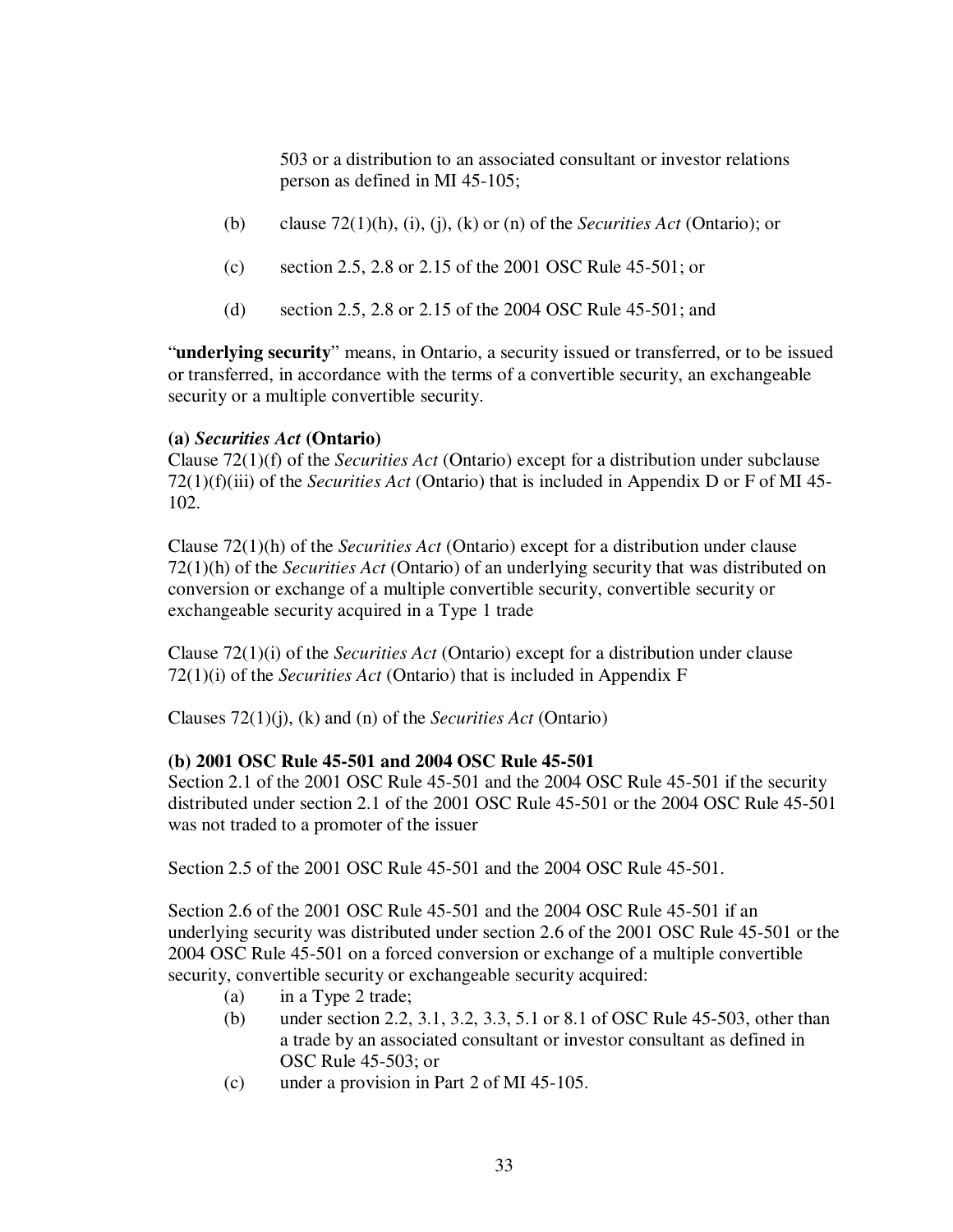503 or a distribution to an associated consultant or investor relations person as defined in MI 45-105;

(b) clause 72(1)(h), (i), (j), (k) or (n) of the *Securities Act* (Ontario); or

(c) section 2.5, 2.8 or 2.15 of the 2001 OSC Rule 45-501; or

(d) section 2.5, 2.8 or 2.15 of the 2004 OSC Rule 45-501; and

"**underlying security**" means, in Ontario, a security issued or transferred, or to be issued or transferred, in accordance with the terms of a convertible security, an exchangeable security or a multiple convertible security.

**(a) *Securities Act* (Ontario)**

Clause 72(1)(f) of the *Securities Act* (Ontario) except for a distribution under subclause 72(1)(f)(iii) of the *Securities Act* (Ontario) that is included in Appendix D or F of MI 45-102.

Clause 72(1)(h) of the *Securities Act* (Ontario) except for a distribution under clause 72(1)(h) of the *Securities Act* (Ontario) of an underlying security that was distributed on conversion or exchange of a multiple convertible security, convertible security or exchangeable security acquired in a Type 1 trade

Clause 72(1)(i) of the *Securities Act* (Ontario) except for a distribution under clause 72(1)(i) of the *Securities Act* (Ontario) that is included in Appendix F

Clauses 72(1)(j), (k) and (n) of the *Securities Act* (Ontario)

**(b) 2001 OSC Rule 45-501 and 2004 OSC Rule 45-501**

Section 2.1 of the 2001 OSC Rule 45-501 and the 2004 OSC Rule 45-501 if the security distributed under section 2.1 of the 2001 OSC Rule 45-501 or the 2004 OSC Rule 45-501 was not traded to a promoter of the issuer

Section 2.5 of the 2001 OSC Rule 45-501 and the 2004 OSC Rule 45-501.

Section 2.6 of the 2001 OSC Rule 45-501 and the 2004 OSC Rule 45-501 if an underlying security was distributed under section 2.6 of the 2001 OSC Rule 45-501 or the 2004 OSC Rule 45-501 on a forced conversion or exchange of a multiple convertible security, convertible security or exchangeable security acquired:

(a) in a Type 2 trade;

(b) under section 2.2, 3.1, 3.2, 3.3, 5.1 or 8.1 of OSC Rule 45-503, other than a trade by an associated consultant or investor consultant as defined in OSC Rule 45-503; or

(c) under a provision in Part 2 of MI 45-105.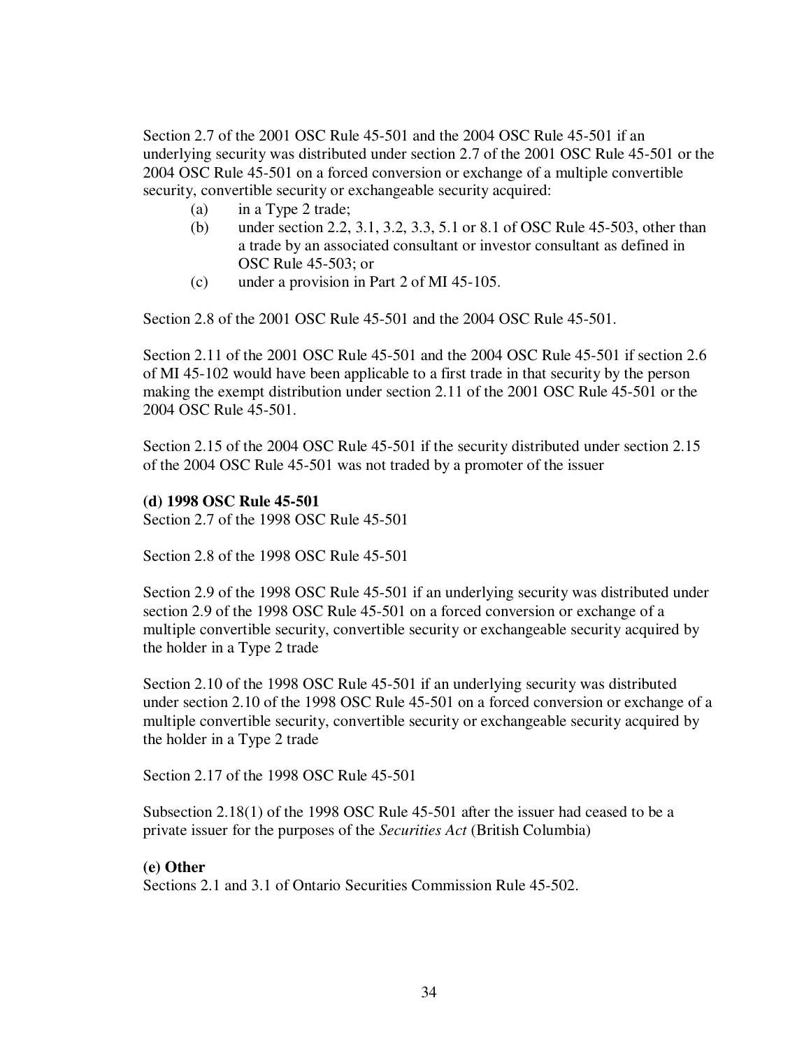Section 2.7 of the 2001 OSC Rule 45-501 and the 2004 OSC Rule 45-501 if an underlying security was distributed under section 2.7 of the 2001 OSC Rule 45-501 or the 2004 OSC Rule 45-501 on a forced conversion or exchange of a multiple convertible security, convertible security or exchangeable security acquired:

(a) in a Type 2 trade;

(b) under section 2.2, 3.1, 3.2, 3.3, 5.1 or 8.1 of OSC Rule 45-503, other than a trade by an associated consultant or investor consultant as defined in OSC Rule 45-503; or

(c) under a provision in Part 2 of MI 45-105.

Section 2.8 of the 2001 OSC Rule 45-501 and the 2004 OSC Rule 45-501.

Section 2.11 of the 2001 OSC Rule 45-501 and the 2004 OSC Rule 45-501 if section 2.6 of MI 45-102 would have been applicable to a first trade in that security by the person making the exempt distribution under section 2.11 of the 2001 OSC Rule 45-501 or the 2004 OSC Rule 45-501.

Section 2.15 of the 2004 OSC Rule 45-501 if the security distributed under section 2.15 of the 2004 OSC Rule 45-501 was not traded by a promoter of the issuer

**(d) 1998 OSC Rule 45-501**

Section 2.7 of the 1998 OSC Rule 45-501

Section 2.8 of the 1998 OSC Rule 45-501

Section 2.9 of the 1998 OSC Rule 45-501 if an underlying security was distributed under section 2.9 of the 1998 OSC Rule 45-501 on a forced conversion or exchange of a multiple convertible security, convertible security or exchangeable security acquired by the holder in a Type 2 trade

Section 2.10 of the 1998 OSC Rule 45-501 if an underlying security was distributed under section 2.10 of the 1998 OSC Rule 45-501 on a forced conversion or exchange of a multiple convertible security, convertible security or exchangeable security acquired by the holder in a Type 2 trade

Section 2.17 of the 1998 OSC Rule 45-501

Subsection 2.18(1) of the 1998 OSC Rule 45-501 after the issuer had ceased to be a private issuer for the purposes of the *Securities Act* (British Columbia)

**(e) Other**

Sections 2.1 and 3.1 of Ontario Securities Commission Rule 45-502.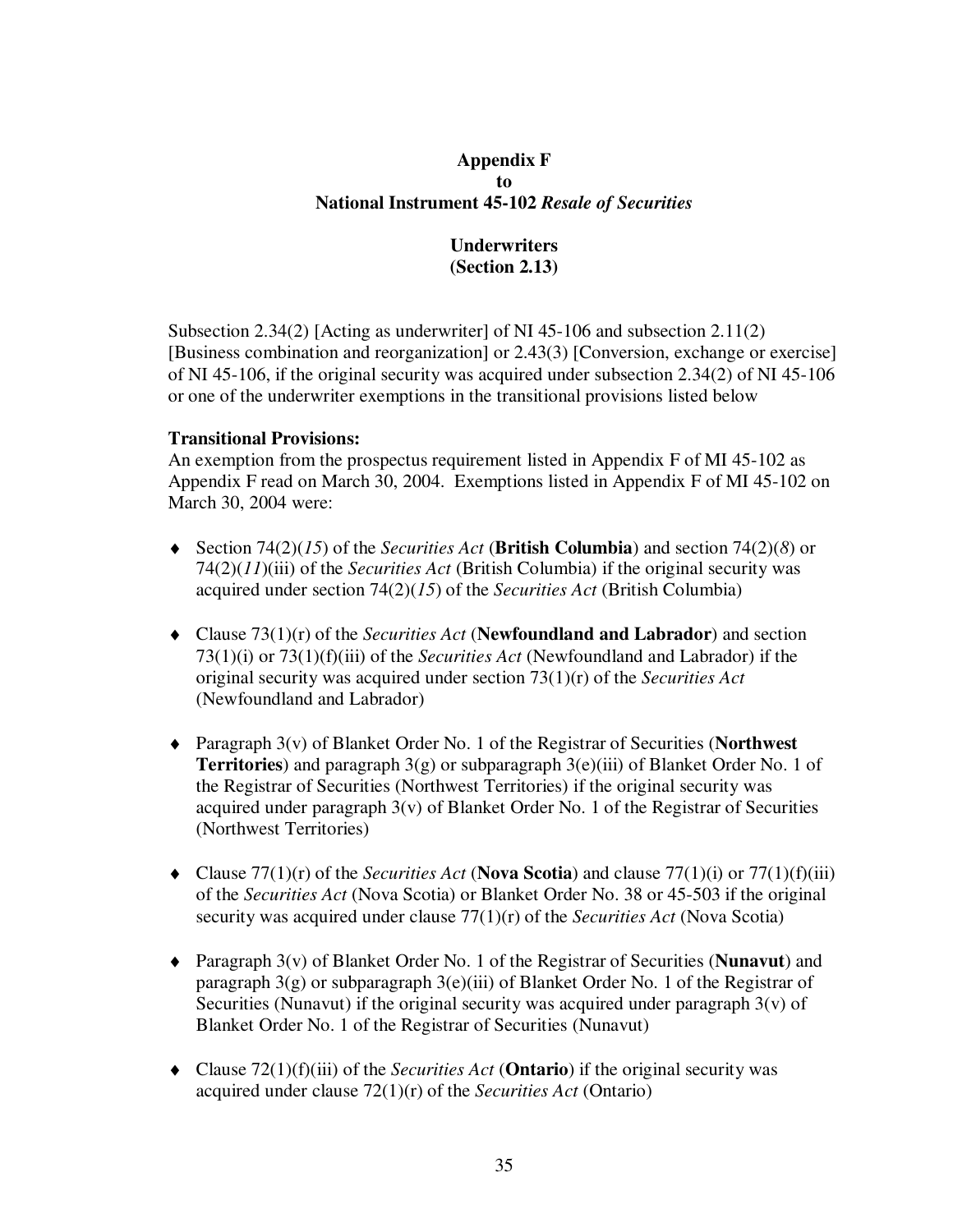**Appendix F**
**to**
**National Instrument 45-102** ***Resale of Securities***

**Underwriters**
**(Section 2.13)**

Subsection 2.34(2) [Acting as underwriter] of NI 45-106 and subsection 2.11(2) [Business combination and reorganization] or 2.43(3) [Conversion, exchange or exercise] of NI 45-106, if the original security was acquired under subsection 2.34(2) of NI 45-106 or one of the underwriter exemptions in the transitional provisions listed below

**Transitional Provisions:**
An exemption from the prospectus requirement listed in Appendix F of MI 45-102 as Appendix F read on March 30, 2004. Exemptions listed in Appendix F of MI 45-102 on March 30, 2004 were:

- Section 74(2)(*15*) of the *Securities Act* (**British Columbia**) and section 74(2)(*8*) or 74(2)(*11*)(iii) of the *Securities Act* (British Columbia) if the original security was acquired under section 74(2)(*15*) of the *Securities Act* (British Columbia)

- Clause 73(1)(r) of the *Securities Act* (**Newfoundland and Labrador**) and section 73(1)(i) or 73(1)(f)(iii) of the *Securities Act* (Newfoundland and Labrador) if the original security was acquired under section 73(1)(r) of the *Securities Act* (Newfoundland and Labrador)

- Paragraph 3(v) of Blanket Order No. 1 of the Registrar of Securities (**Northwest Territories**) and paragraph 3(g) or subparagraph 3(e)(iii) of Blanket Order No. 1 of the Registrar of Securities (Northwest Territories) if the original security was acquired under paragraph 3(v) of Blanket Order No. 1 of the Registrar of Securities (Northwest Territories)

- Clause 77(1)(r) of the *Securities Act* (**Nova Scotia**) and clause 77(1)(i) or 77(1)(f)(iii) of the *Securities Act* (Nova Scotia) or Blanket Order No. 38 or 45-503 if the original security was acquired under clause 77(1)(r) of the *Securities Act* (Nova Scotia)

- Paragraph 3(v) of Blanket Order No. 1 of the Registrar of Securities (**Nunavut**) and paragraph 3(g) or subparagraph 3(e)(iii) of Blanket Order No. 1 of the Registrar of Securities (Nunavut) if the original security was acquired under paragraph 3(v) of Blanket Order No. 1 of the Registrar of Securities (Nunavut)

- Clause 72(1)(f)(iii) of the *Securities Act* (**Ontario**) if the original security was acquired under clause 72(1)(r) of the *Securities Act* (Ontario)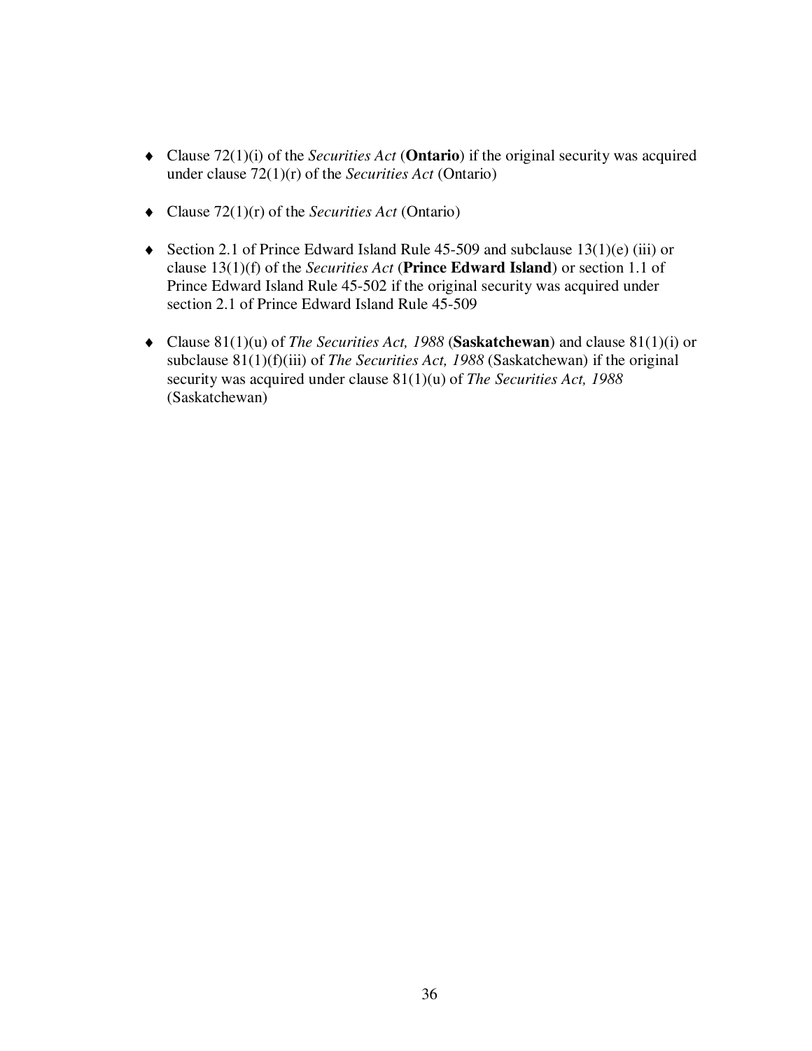- Clause 72(1)(i) of the *Securities Act* (**Ontario**) if the original security was acquired under clause 72(1)(r) of the *Securities Act* (Ontario)

- Clause 72(1)(r) of the *Securities Act* (Ontario)

- Section 2.1 of Prince Edward Island Rule 45-509 and subclause 13(1)(e) (iii) or clause 13(1)(f) of the *Securities Act* (**Prince Edward Island**) or section 1.1 of Prince Edward Island Rule 45-502 if the original security was acquired under section 2.1 of Prince Edward Island Rule 45-509

- Clause 81(1)(u) of *The Securities Act, 1988* (**Saskatchewan**) and clause 81(1)(i) or subclause 81(1)(f)(iii) of *The Securities Act, 1988* (Saskatchewan) if the original security was acquired under clause 81(1)(u) of *The Securities Act, 1988* (Saskatchewan)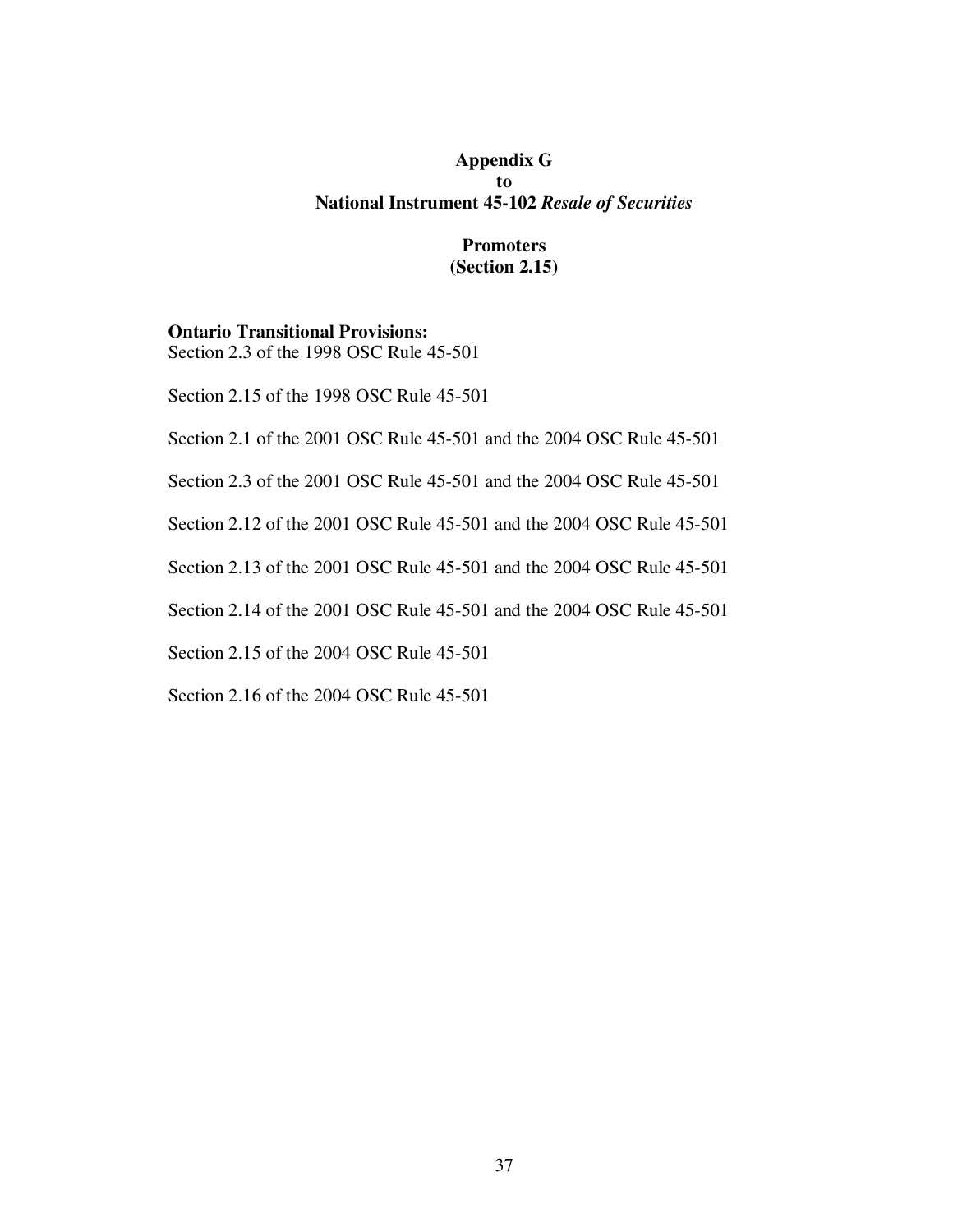**Appendix G**
**to**
**National Instrument 45-102 *Resale of Securities***

**Promoters**
**(Section 2.15)**

**Ontario Transitional Provisions:**
Section 2.3 of the 1998 OSC Rule 45-501

Section 2.15 of the 1998 OSC Rule 45-501

Section 2.1 of the 2001 OSC Rule 45-501 and the 2004 OSC Rule 45-501

Section 2.3 of the 2001 OSC Rule 45-501 and the 2004 OSC Rule 45-501

Section 2.12 of the 2001 OSC Rule 45-501 and the 2004 OSC Rule 45-501

Section 2.13 of the 2001 OSC Rule 45-501 and the 2004 OSC Rule 45-501

Section 2.14 of the 2001 OSC Rule 45-501 and the 2004 OSC Rule 45-501

Section 2.15 of the 2004 OSC Rule 45-501

Section 2.16 of the 2004 OSC Rule 45-501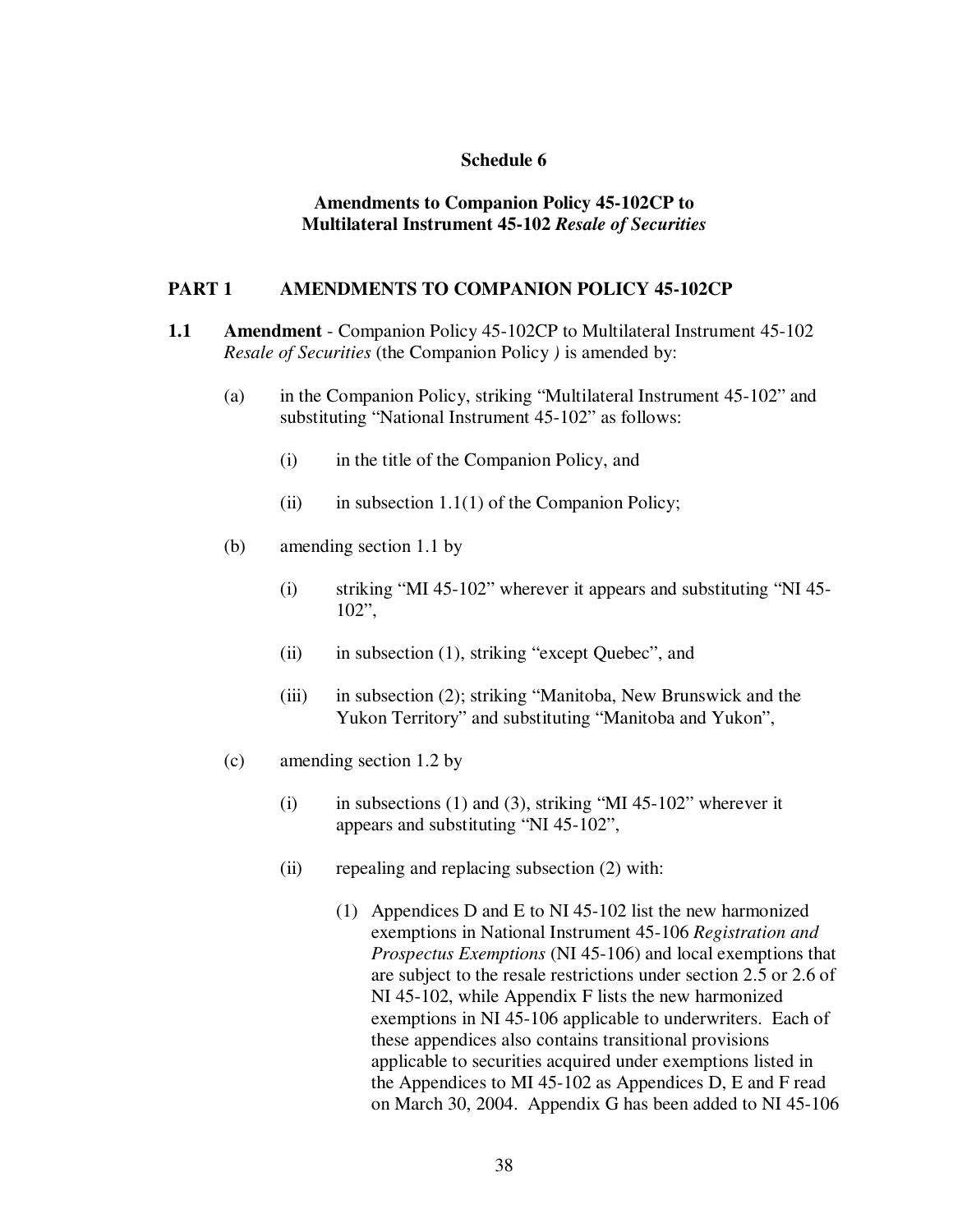**Schedule 6**

**Amendments to Companion Policy 45-102CP to Multilateral Instrument 45-102 *Resale of Securities***

## PART 1 AMENDMENTS TO COMPANION POLICY 45-102CP

**1.1 Amendment** - Companion Policy 45-102CP to Multilateral Instrument 45-102 *Resale of Securities* (the Companion Policy *)* is amended by:

(a) in the Companion Policy, striking "Multilateral Instrument 45-102" and substituting "National Instrument 45-102" as follows:

(i) in the title of the Companion Policy, and

(ii) in subsection 1.1(1) of the Companion Policy;

(b) amending section 1.1 by

(i) striking "MI 45-102" wherever it appears and substituting "NI 45-102",

(ii) in subsection (1), striking "except Quebec", and

(iii) in subsection (2); striking "Manitoba, New Brunswick and the Yukon Territory" and substituting "Manitoba and Yukon",

(c) amending section 1.2 by

(i) in subsections (1) and (3), striking "MI 45-102" wherever it appears and substituting "NI 45-102",

(ii) repealing and replacing subsection (2) with:

(1) Appendices D and E to NI 45-102 list the new harmonized exemptions in National Instrument 45-106 *Registration and Prospectus Exemptions* (NI 45-106) and local exemptions that are subject to the resale restrictions under section 2.5 or 2.6 of NI 45-102, while Appendix F lists the new harmonized exemptions in NI 45-106 applicable to underwriters. Each of these appendices also contains transitional provisions applicable to securities acquired under exemptions listed in the Appendices to MI 45-102 as Appendices D, E and F read on March 30, 2004. Appendix G has been added to NI 45-106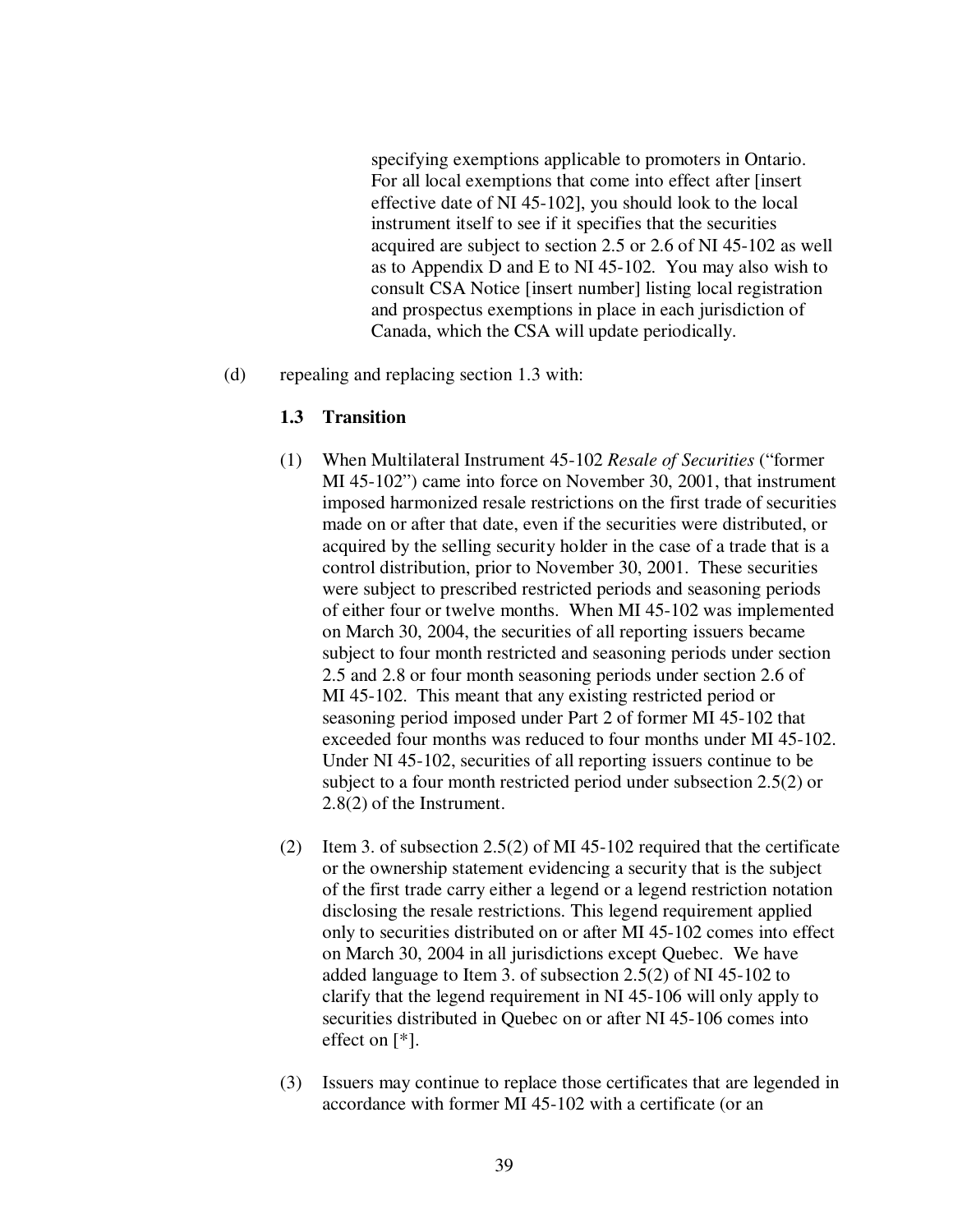specifying exemptions applicable to promoters in Ontario. For all local exemptions that come into effect after [insert effective date of NI 45-102], you should look to the local instrument itself to see if it specifies that the securities acquired are subject to section 2.5 or 2.6 of NI 45-102 as well as to Appendix D and E to NI 45-102. You may also wish to consult CSA Notice [insert number] listing local registration and prospectus exemptions in place in each jurisdiction of Canada, which the CSA will update periodically.

(d) repealing and replacing section 1.3 with:

**1.3 Transition**

(1) When Multilateral Instrument 45-102 *Resale of Securities* ("former MI 45-102") came into force on November 30, 2001, that instrument imposed harmonized resale restrictions on the first trade of securities made on or after that date, even if the securities were distributed, or acquired by the selling security holder in the case of a trade that is a control distribution, prior to November 30, 2001. These securities were subject to prescribed restricted periods and seasoning periods of either four or twelve months. When MI 45-102 was implemented on March 30, 2004, the securities of all reporting issuers became subject to four month restricted and seasoning periods under section 2.5 and 2.8 or four month seasoning periods under section 2.6 of MI 45-102. This meant that any existing restricted period or seasoning period imposed under Part 2 of former MI 45-102 that exceeded four months was reduced to four months under MI 45-102. Under NI 45-102, securities of all reporting issuers continue to be subject to a four month restricted period under subsection 2.5(2) or 2.8(2) of the Instrument.

(2) Item 3. of subsection 2.5(2) of MI 45-102 required that the certificate or the ownership statement evidencing a security that is the subject of the first trade carry either a legend or a legend restriction notation disclosing the resale restrictions. This legend requirement applied only to securities distributed on or after MI 45-102 comes into effect on March 30, 2004 in all jurisdictions except Quebec. We have added language to Item 3. of subsection 2.5(2) of NI 45-102 to clarify that the legend requirement in NI 45-106 will only apply to securities distributed in Quebec on or after NI 45-106 comes into effect on [*].

(3) Issuers may continue to replace those certificates that are legended in accordance with former MI 45-102 with a certificate (or an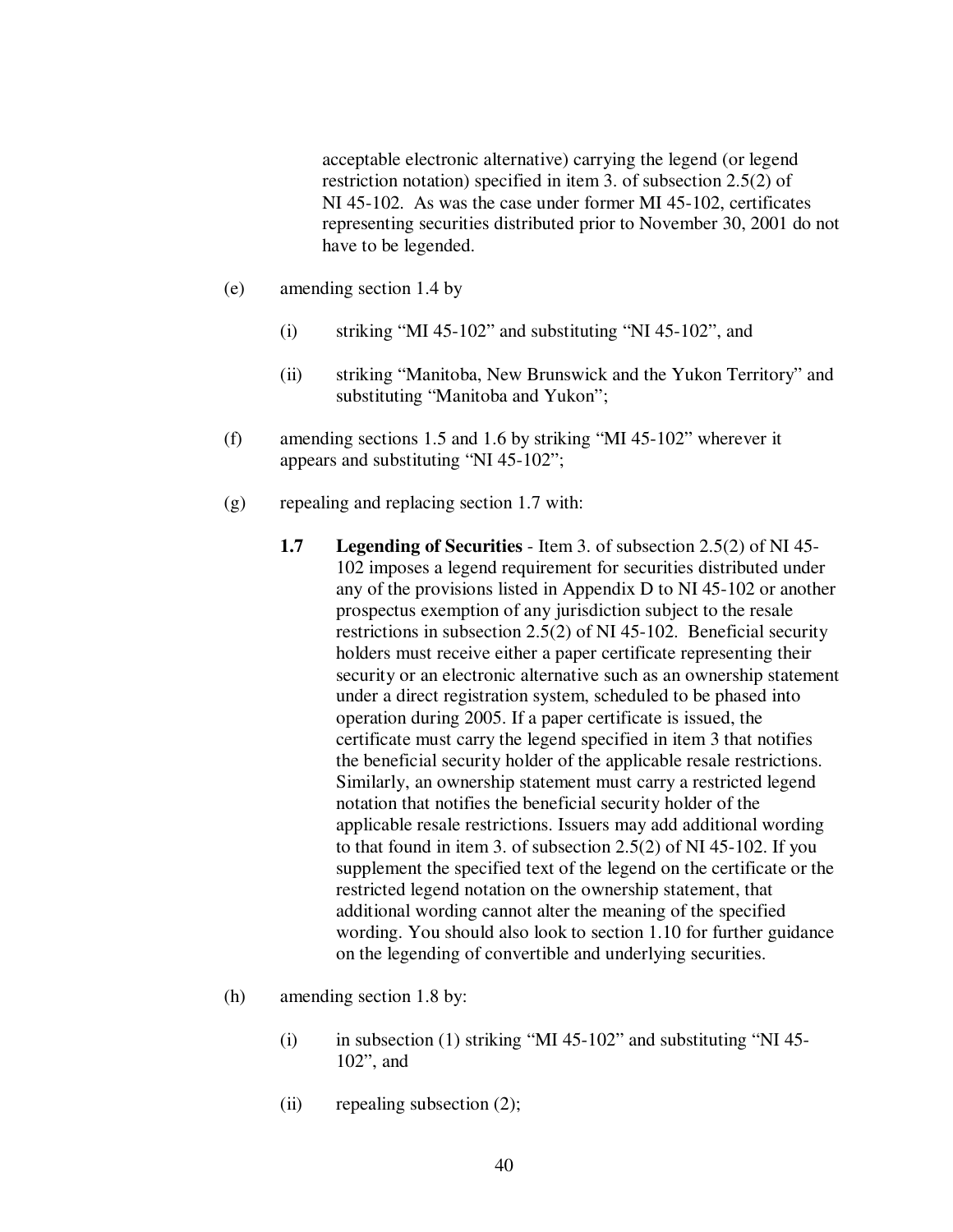acceptable electronic alternative) carrying the legend (or legend restriction notation) specified in item 3. of subsection 2.5(2) of NI 45-102. As was the case under former MI 45-102, certificates representing securities distributed prior to November 30, 2001 do not have to be legended.

(e) amending section 1.4 by

(i) striking "MI 45-102" and substituting "NI 45-102", and

(ii) striking "Manitoba, New Brunswick and the Yukon Territory" and substituting "Manitoba and Yukon";

(f) amending sections 1.5 and 1.6 by striking "MI 45-102" wherever it appears and substituting "NI 45-102";

(g) repealing and replacing section 1.7 with:

**1.7 Legending of Securities** - Item 3. of subsection 2.5(2) of NI 45-102 imposes a legend requirement for securities distributed under any of the provisions listed in Appendix D to NI 45-102 or another prospectus exemption of any jurisdiction subject to the resale restrictions in subsection 2.5(2) of NI 45-102. Beneficial security holders must receive either a paper certificate representing their security or an electronic alternative such as an ownership statement under a direct registration system, scheduled to be phased into operation during 2005. If a paper certificate is issued, the certificate must carry the legend specified in item 3 that notifies the beneficial security holder of the applicable resale restrictions. Similarly, an ownership statement must carry a restricted legend notation that notifies the beneficial security holder of the applicable resale restrictions. Issuers may add additional wording to that found in item 3. of subsection 2.5(2) of NI 45-102. If you supplement the specified text of the legend on the certificate or the restricted legend notation on the ownership statement, that additional wording cannot alter the meaning of the specified wording. You should also look to section 1.10 for further guidance on the legending of convertible and underlying securities.

(h) amending section 1.8 by:

(i) in subsection (1) striking "MI 45-102" and substituting "NI 45-102", and

(ii) repealing subsection (2);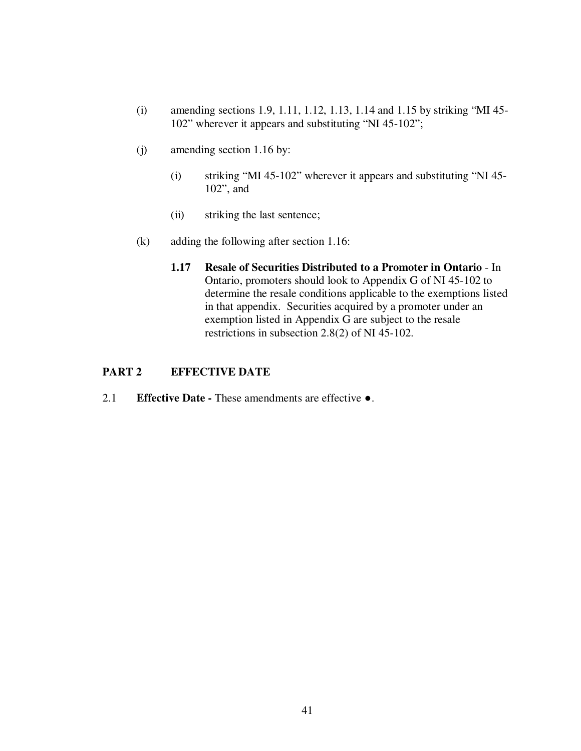(i) amending sections 1.9, 1.11, 1.12, 1.13, 1.14 and 1.15 by striking "MI 45-102" wherever it appears and substituting "NI 45-102";

(j) amending section 1.16 by:

  (i) striking "MI 45-102" wherever it appears and substituting "NI 45-102", and

  (ii) striking the last sentence;

(k) adding the following after section 1.16:

  **1.17 Resale of Securities Distributed to a Promoter in Ontario** - In Ontario, promoters should look to Appendix G of NI 45-102 to determine the resale conditions applicable to the exemptions listed in that appendix. Securities acquired by a promoter under an exemption listed in Appendix G are subject to the resale restrictions in subsection 2.8(2) of NI 45-102.

## PART 2 EFFECTIVE DATE

2.1 **Effective Date -** These amendments are effective ●.